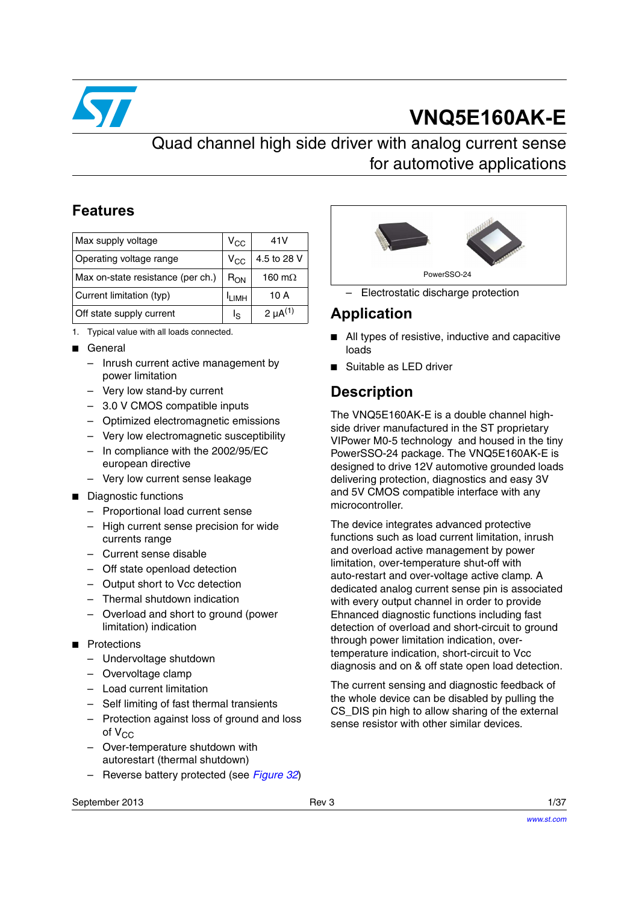# VNQ5E160AK-E

## Quad channel high side driver with analog current sense for automotive applications

## Features

| Max supply voltage | $V_{CC}$ | 41V |
|---|---|---|
| Operating voltage range | $V_{CC}$ | 4.5 to 28 V |
| Max on-state resistance (per ch.) | $R_{ON}$ | 160 mΩ |
| Current limitation (typ) | $I_{LIMH}$ | 10 A |
| Off state supply current | $I_S$ | 2 µA[(1)] |

1. Typical value with all loads connected.

- General
  - Inrush current active management by power limitation
  - Very low stand-by current
  - 3.0 V CMOS compatible inputs
  - Optimized electromagnetic emissions
  - Very low electromagnetic susceptibility
  - In compliance with the 2002/95/EC european directive
  - Very low current sense leakage
- Diagnostic functions
  - Proportional load current sense
  - High current sense precision for wide currents range
  - Current sense disable
  - Off state openload detection
  - Output short to Vcc detection
  - Thermal shutdown indication
  - Overload and short to ground (power limitation) indication
- Protections
  - Undervoltage shutdown
  - Overvoltage clamp
  - Load current limitation
  - Self limiting of fast thermal transients
  - Protection against loss of ground and loss of $V_{CC}$
  - Over-temperature shutdown with autorestart (thermal shutdown)
  - Reverse battery protected (see *Figure 32*)
  - Electrostatic discharge protection

PowerSSO-24

## Application

- All types of resistive, inductive and capacitive loads
- Suitable as LED driver

## Description

The VNQ5E160AK-E is a double channel high-side driver manufactured in the ST proprietary VIPower M0-5 technology and housed in the tiny PowerSSO-24 package. The VNQ5E160AK-E is designed to drive 12V automotive grounded loads delivering protection, diagnostics and easy 3V and 5V CMOS compatible interface with any microcontroller.

The device integrates advanced protective functions such as load current limitation, inrush and overload active management by power limitation, over-temperature shut-off with auto-restart and over-voltage active clamp. A dedicated analog current sense pin is associated with every output channel in order to provide Ehnanced diagnostic functions including fast detection of overload and short-circuit to ground through power limitation indication, over-temperature indication, short-circuit to Vcc diagnosis and on & off state open load detection.

The current sensing and diagnostic feedback of the whole device can be disabled by pulling the CS_DIS pin high to allow sharing of the external sense resistor with other similar devices.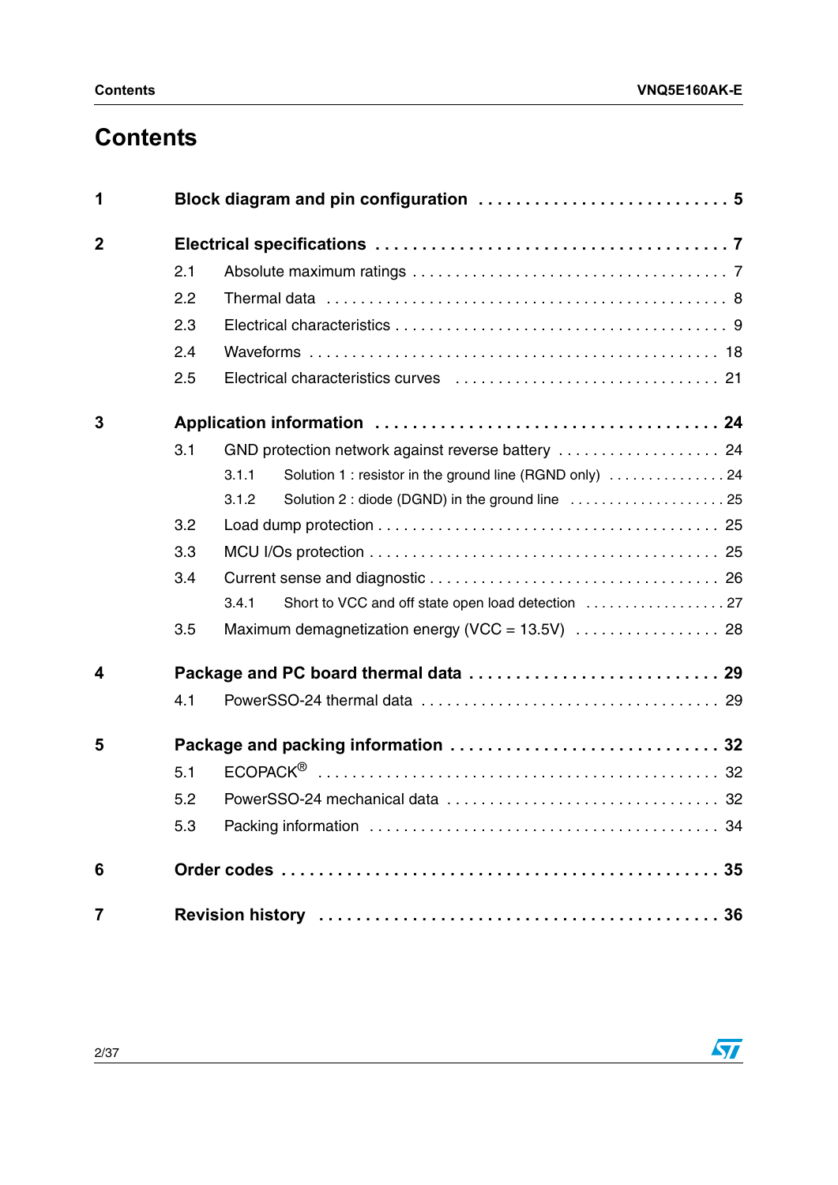# Contents

**1 Block diagram and pin configuration . . . . . . . . . . . . . . . . . . . . . . . . . . 5**

**2 Electrical specifications . . . . . . . . . . . . . . . . . . . . . . . . . . . . . . . . . . . . 7**

- 2.1 Absolute maximum ratings . . . . . . . . . . . . . . . . . . . . . . . . . . . . . . . . . . 7
- 2.2 Thermal data . . . . . . . . . . . . . . . . . . . . . . . . . . . . . . . . . . . . . . . . . . . 8
- 2.3 Electrical characteristics . . . . . . . . . . . . . . . . . . . . . . . . . . . . . . . . . . . 9
- 2.4 Waveforms . . . . . . . . . . . . . . . . . . . . . . . . . . . . . . . . . . . . . . . . . . . 18
- 2.5 Electrical characteristics curves . . . . . . . . . . . . . . . . . . . . . . . . . . . . . 21

**3 Application information . . . . . . . . . . . . . . . . . . . . . . . . . . . . . . . . . . . . 24**

- 3.1 GND protection network against reverse battery . . . . . . . . . . . . . . . . . . . 24
  - 3.1.1 Solution 1 : resistor in the ground line (RGND only) . . . . . . . . . . . . . . 24
  - 3.1.2 Solution 2 : diode (DGND) in the ground line . . . . . . . . . . . . . . . . . . . . 25
- 3.2 Load dump protection . . . . . . . . . . . . . . . . . . . . . . . . . . . . . . . . . . . . 25
- 3.3 MCU I/Os protection . . . . . . . . . . . . . . . . . . . . . . . . . . . . . . . . . . . . . 25
- 3.4 Current sense and diagnostic . . . . . . . . . . . . . . . . . . . . . . . . . . . . . . . . 26
  - 3.4.1 Short to VCC and off state open load detection . . . . . . . . . . . . . . . . . 27
- 3.5 Maximum demagnetization energy (VCC = 13.5V) . . . . . . . . . . . . . . . . . 28

**4 Package and PC board thermal data . . . . . . . . . . . . . . . . . . . . . . . . . . 29**

- 4.1 PowerSSO-24 thermal data . . . . . . . . . . . . . . . . . . . . . . . . . . . . . . . . . 29

**5 Package and packing information . . . . . . . . . . . . . . . . . . . . . . . . . . . . 32**

- 5.1 ECOPACK® . . . . . . . . . . . . . . . . . . . . . . . . . . . . . . . . . . . . . . . . . . . 32
- 5.2 PowerSSO-24 mechanical data . . . . . . . . . . . . . . . . . . . . . . . . . . . . . . 32
- 5.3 Packing information . . . . . . . . . . . . . . . . . . . . . . . . . . . . . . . . . . . . . 34

**6 Order codes . . . . . . . . . . . . . . . . . . . . . . . . . . . . . . . . . . . . . . . . . . . . 35**

**7 Revision history . . . . . . . . . . . . . . . . . . . . . . . . . . . . . . . . . . . . . . . . . 36**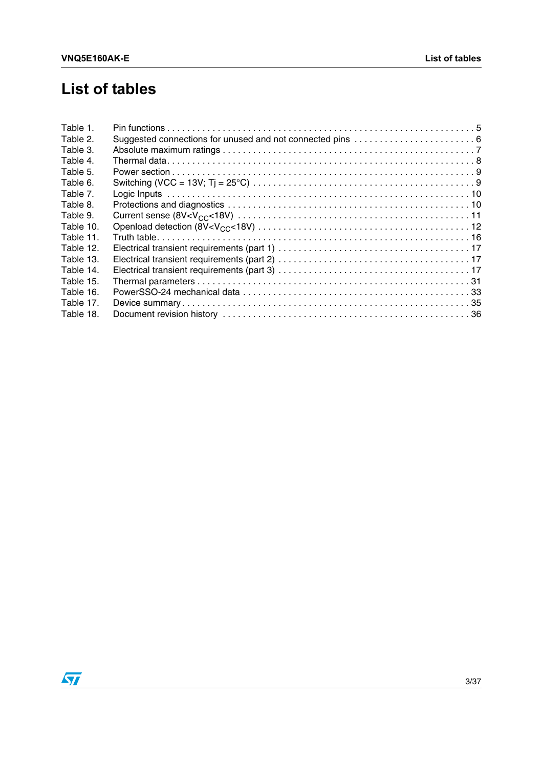# List of tables

Table 1. Pin functions . . . . . . . . . . . . . . . . . . . . . . . . . . . . . . . . . . . . . . . . . . . . . . . . . . . . . . . . . . . . 5
Table 2. Suggested connections for unused and not connected pins . . . . . . . . . . . . . . . . . . . . . . . . 6
Table 3. Absolute maximum ratings . . . . . . . . . . . . . . . . . . . . . . . . . . . . . . . . . . . . . . . . . . . . . . 7
Table 4. Thermal data. . . . . . . . . . . . . . . . . . . . . . . . . . . . . . . . . . . . . . . . . . . . . . . . . . . . . . . . . 8
Table 5. Power section . . . . . . . . . . . . . . . . . . . . . . . . . . . . . . . . . . . . . . . . . . . . . . . . . . . . . . . 9
Table 6. Switching (VCC = 13V; Tj = 25°C) . . . . . . . . . . . . . . . . . . . . . . . . . . . . . . . . . . . . . . . . . 9
Table 7. Logic Inputs . . . . . . . . . . . . . . . . . . . . . . . . . . . . . . . . . . . . . . . . . . . . . . . . . . . . . . . . 10
Table 8. Protections and diagnostics . . . . . . . . . . . . . . . . . . . . . . . . . . . . . . . . . . . . . . . . . . . . . 10
Table 9. Current sense ($8V<V_{CC}<18V$) . . . . . . . . . . . . . . . . . . . . . . . . . . . . . . . . . . . . . . . . . . . . 11
Table 10. Openload detection ($8V<V_{CC}<18V$) . . . . . . . . . . . . . . . . . . . . . . . . . . . . . . . . . . . . . . . . 12
Table 11. Truth table. . . . . . . . . . . . . . . . . . . . . . . . . . . . . . . . . . . . . . . . . . . . . . . . . . . . . . . . . 16
Table 12. Electrical transient requirements (part 1) . . . . . . . . . . . . . . . . . . . . . . . . . . . . . . . . . . . 17
Table 13. Electrical transient requirements (part 2) . . . . . . . . . . . . . . . . . . . . . . . . . . . . . . . . . . . 17
Table 14. Electrical transient requirements (part 3) . . . . . . . . . . . . . . . . . . . . . . . . . . . . . . . . . . . 17
Table 15. Thermal parameters . . . . . . . . . . . . . . . . . . . . . . . . . . . . . . . . . . . . . . . . . . . . . . . . . . 31
Table 16. PowerSSO-24 mechanical data . . . . . . . . . . . . . . . . . . . . . . . . . . . . . . . . . . . . . . . . . . 33
Table 17. Device summary . . . . . . . . . . . . . . . . . . . . . . . . . . . . . . . . . . . . . . . . . . . . . . . . . . . . . 35
Table 18. Document revision history . . . . . . . . . . . . . . . . . . . . . . . . . . . . . . . . . . . . . . . . . . . . . 36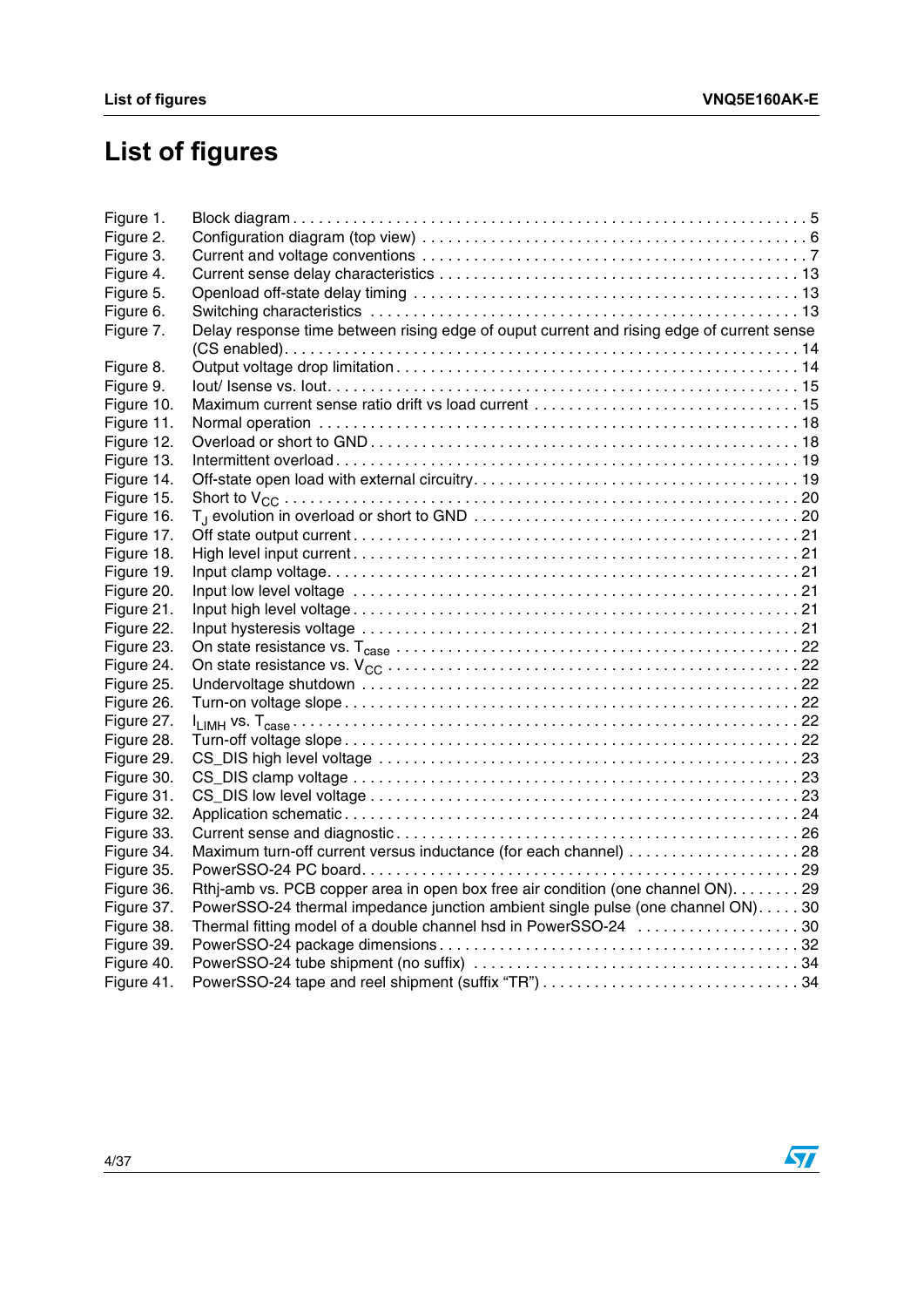# List of figures

- Figure 1. Block diagram . . . 5
- Figure 2. Configuration diagram (top view) . . . 6
- Figure 3. Current and voltage conventions . . . 7
- Figure 4. Current sense delay characteristics . . . 13
- Figure 5. Openload off-state delay timing . . . 13
- Figure 6. Switching characteristics . . . 13
- Figure 7. Delay response time between rising edge of ouput current and rising edge of current sense (CS enabled) . . . 14
- Figure 8. Output voltage drop limitation . . . 14
- Figure 9. Iout/ Isense vs. Iout . . . 15
- Figure 10. Maximum current sense ratio drift vs load current . . . 15
- Figure 11. Normal operation . . . 18
- Figure 12. Overload or short to GND . . . 18
- Figure 13. Intermittent overload . . . 19
- Figure 14. Off-state open load with external circuitry . . . 19
- Figure 15. Short to $V_{CC}$ . . . 20
- Figure 16. $T_J$ evolution in overload or short to GND . . . 20
- Figure 17. Off state output current . . . 21
- Figure 18. High level input current . . . 21
- Figure 19. Input clamp voltage . . . 21
- Figure 20. Input low level voltage . . . 21
- Figure 21. Input high level voltage . . . 21
- Figure 22. Input hysteresis voltage . . . 21
- Figure 23. On state resistance vs. $T_{case}$ . . . 22
- Figure 24. On state resistance vs. $V_{CC}$ . . . 22
- Figure 25. Undervoltage shutdown . . . 22
- Figure 26. Turn-on voltage slope . . . 22
- Figure 27. $I_{LIMH}$ vs. $T_{case}$ . . . 22
- Figure 28. Turn-off voltage slope . . . 22
- Figure 29. CS_DIS high level voltage . . . 23
- Figure 30. CS_DIS clamp voltage . . . 23
- Figure 31. CS_DIS low level voltage . . . 23
- Figure 32. Application schematic . . . 24
- Figure 33. Current sense and diagnostic . . . 26
- Figure 34. Maximum turn-off current versus inductance (for each channel) . . . 28
- Figure 35. PowerSSO-24 PC board . . . 29
- Figure 36. Rthj-amb vs. PCB copper area in open box free air condition (one channel ON) . . . 29
- Figure 37. PowerSSO-24 thermal impedance junction ambient single pulse (one channel ON) . . . 30
- Figure 38. Thermal fitting model of a double channel hsd in PowerSSO-24 . . . 30
- Figure 39. PowerSSO-24 package dimensions . . . 32
- Figure 40. PowerSSO-24 tube shipment (no suffix) . . . 34
- Figure 41. PowerSSO-24 tape and reel shipment (suffix “TR”) . . . 34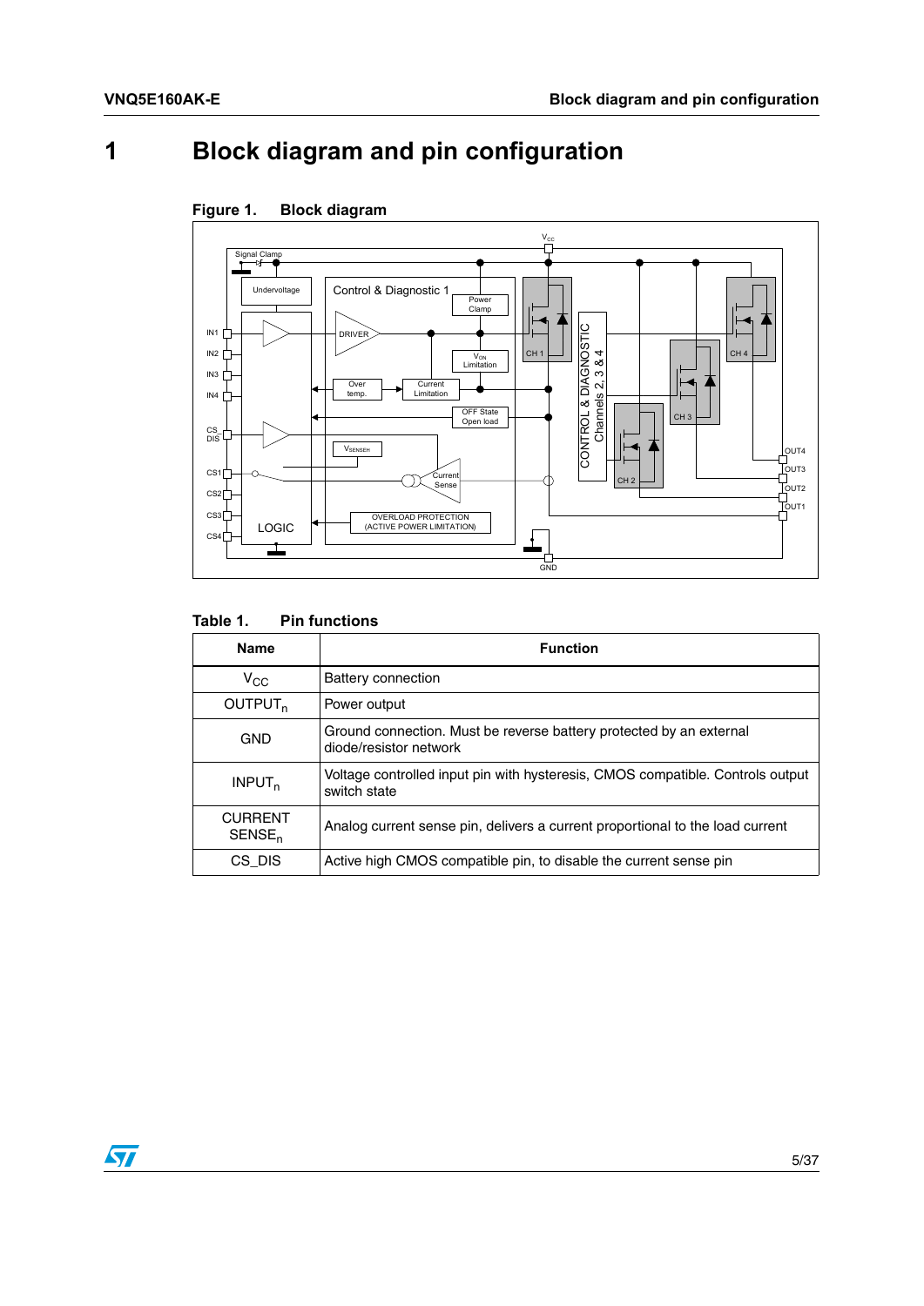# 1 Block diagram and pin configuration

**Figure 1. Block diagram**

**Table 1. Pin functions**

| Name | Function |
|---|---|
| $V_{CC}$ | Battery connection |
| $OUTPUT_n$ | Power output |
| GND | Ground connection. Must be reverse battery protected by an external diode/resistor network |
| $INPUT_n$ | Voltage controlled input pin with hysteresis, CMOS compatible. Controls output switch state |
| CURRENT $SENSE_n$ | Analog current sense pin, delivers a current proportional to the load current |
| CS_DIS | Active high CMOS compatible pin, to disable the current sense pin |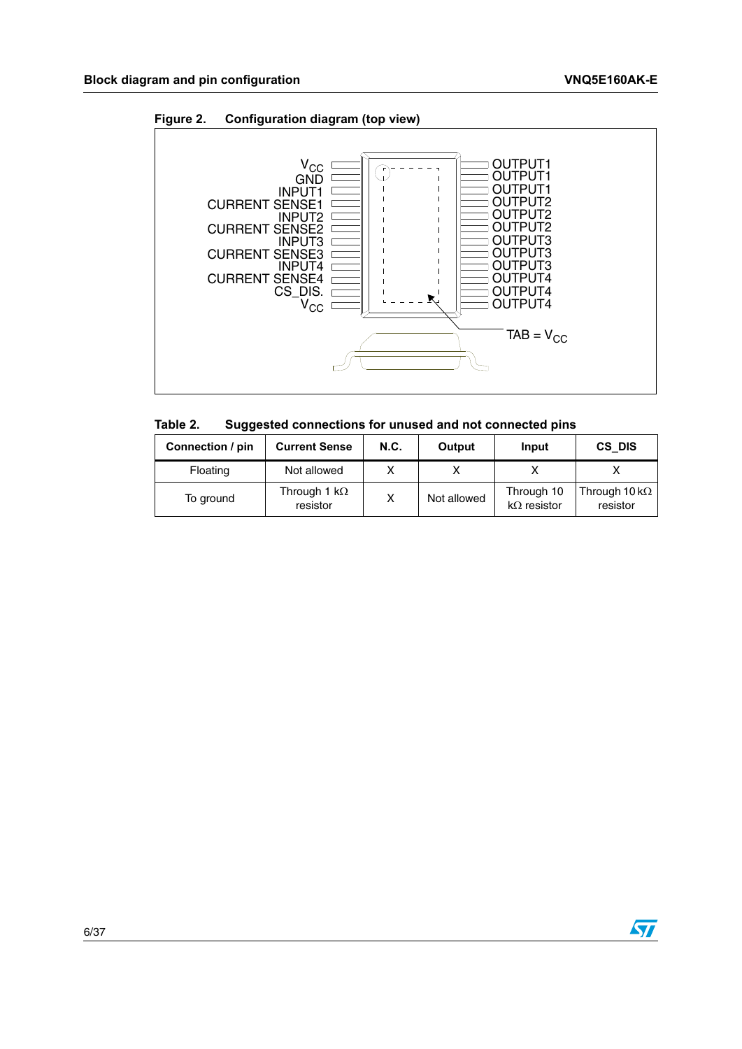Figure 2. Configuration diagram (top view)

| Left pins | Right pins |
|---|---|
| $V_{CC}$ | OUTPUT1 |
| GND | OUTPUT1 |
| INPUT1 | OUTPUT1 |
| CURRENT SENSE1 | OUTPUT2 |
| INPUT2 | OUTPUT2 |
| CURRENT SENSE2 | OUTPUT2 |
| INPUT3 | OUTPUT3 |
| CURRENT SENSE3 | OUTPUT3 |
| INPUT4 | OUTPUT3 |
| CURRENT SENSE4 | OUTPUT4 |
| CS_DIS. | OUTPUT4 |
| $V_{CC}$ | OUTPUT4 |

TAB = $V_{CC}$

Table 2. Suggested connections for unused and not connected pins

| Connection / pin | Current Sense | N.C. | Output | Input | CS_DIS |
|---|---|---|---|---|---|
| Floating | Not allowed | X | X | X | X |
| To ground | Through 1 kΩ resistor | X | Not allowed | Through 10 kΩ resistor | Through 10 kΩ resistor |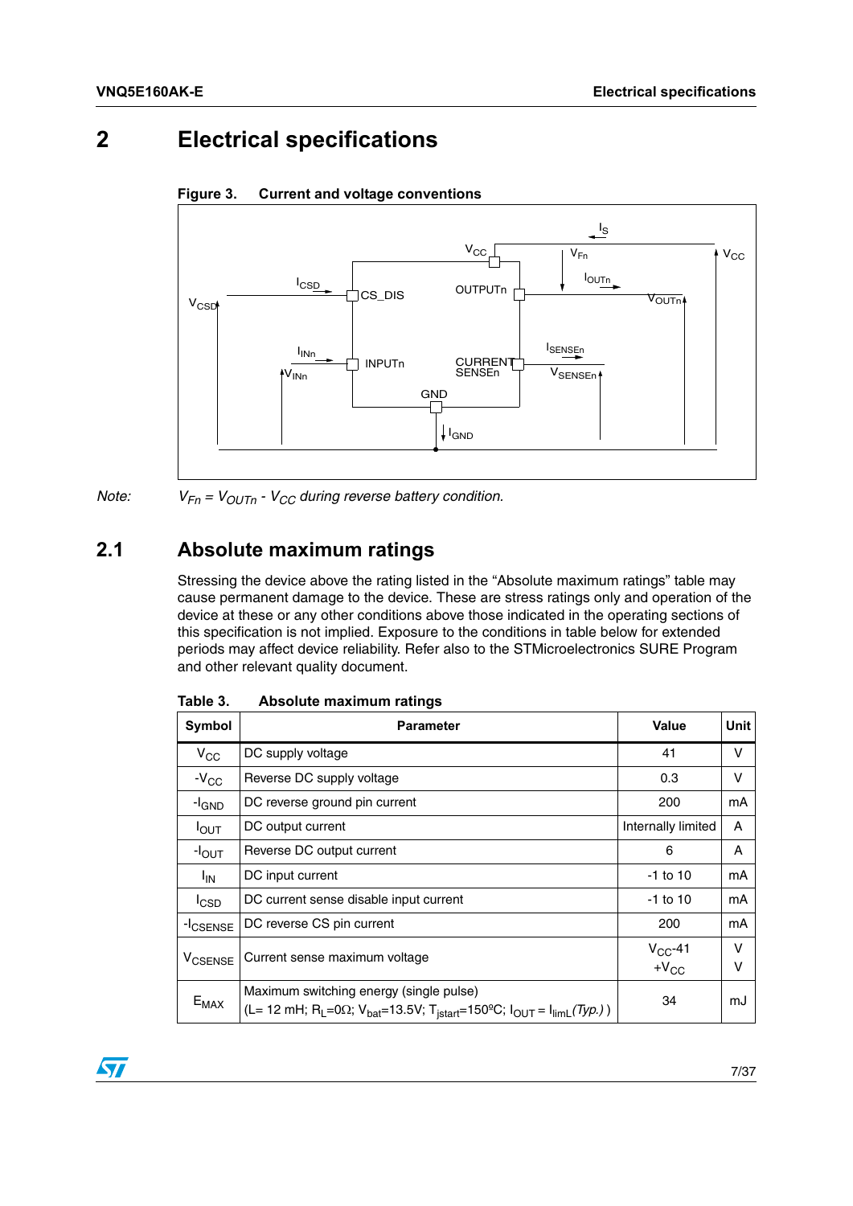# 2 Electrical specifications

**Figure 3. Current and voltage conventions**

*Note:* $V_{Fn} = V_{OUTn} - V_{CC}$ *during reverse battery condition.*

## 2.1 Absolute maximum ratings

Stressing the device above the rating listed in the "Absolute maximum ratings" table may cause permanent damage to the device. These are stress ratings only and operation of the device at these or any other conditions above those indicated in the operating sections of this specification is not implied. Exposure to the conditions in table below for extended periods may affect device reliability. Refer also to the STMicroelectronics SURE Program and other relevant quality document.

**Table 3. Absolute maximum ratings**

| Symbol | Parameter | Value | Unit |
|---|---|---|---|
| $V_{CC}$ | DC supply voltage | 41 | V |
| $-V_{CC}$ | Reverse DC supply voltage | 0.3 | V |
| $-I_{GND}$ | DC reverse ground pin current | 200 | mA |
| $I_{OUT}$ | DC output current | Internally limited | A |
| $-I_{OUT}$ | Reverse DC output current | 6 | A |
| $I_{IN}$ | DC input current | -1 to 10 | mA |
| $I_{CSD}$ | DC current sense disable input current | -1 to 10 | mA |
| $-I_{CSENSE}$ | DC reverse CS pin current | 200 | mA |
| $V_{CSENSE}$ | Current sense maximum voltage | $V_{CC}$-41<br>$+V_{CC}$ | V<br>V |
| $E_{MAX}$ | Maximum switching energy (single pulse)<br>(L= 12 mH; $R_L$=0Ω; $V_{bat}$=13.5V; $T_{jstart}$=150ºC; $I_{OUT} = I_{limL}$*(Typ.)* ) | 34 | mJ |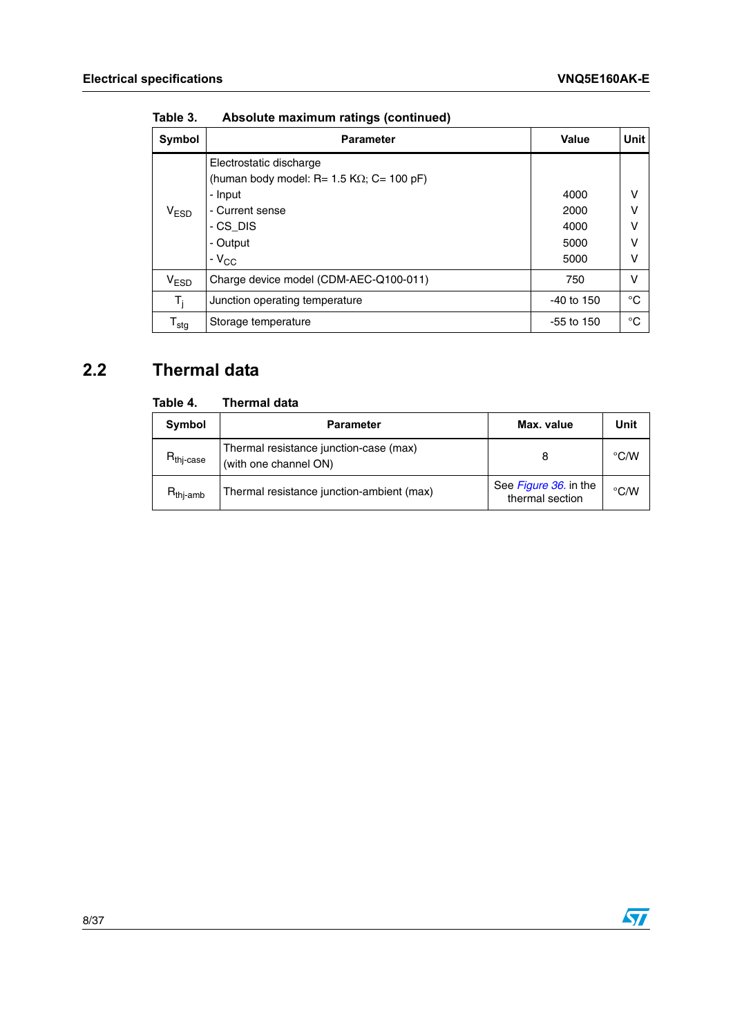Table 3. Absolute maximum ratings (continued)

| Symbol | Parameter | Value | Unit |
|---|---|---|---|
| $V_{ESD}$ | Electrostatic discharge<br>(human body model: R= 1.5 KΩ; C= 100 pF)<br>- Input<br>- Current sense<br>- CS_DIS<br>- Output<br>- $V_{CC}$ | <br><br>4000<br>2000<br>4000<br>5000<br>5000 | <br><br>V<br>V<br>V<br>V<br>V |
| $V_{ESD}$ | Charge device model (CDM-AEC-Q100-011) | 750 | V |
| $T_j$ | Junction operating temperature | -40 to 150 | °C |
| $T_{stg}$ | Storage temperature | -55 to 150 | °C |

## 2.2 Thermal data

Table 4. Thermal data

| Symbol | Parameter | Max. value | Unit |
|---|---|---|---|
| $R_{thj-case}$ | Thermal resistance junction-case (max)<br>(with one channel ON) | 8 | °C/W |
| $R_{thj-amb}$ | Thermal resistance junction-ambient (max) | See *Figure 36.* in the thermal section | °C/W |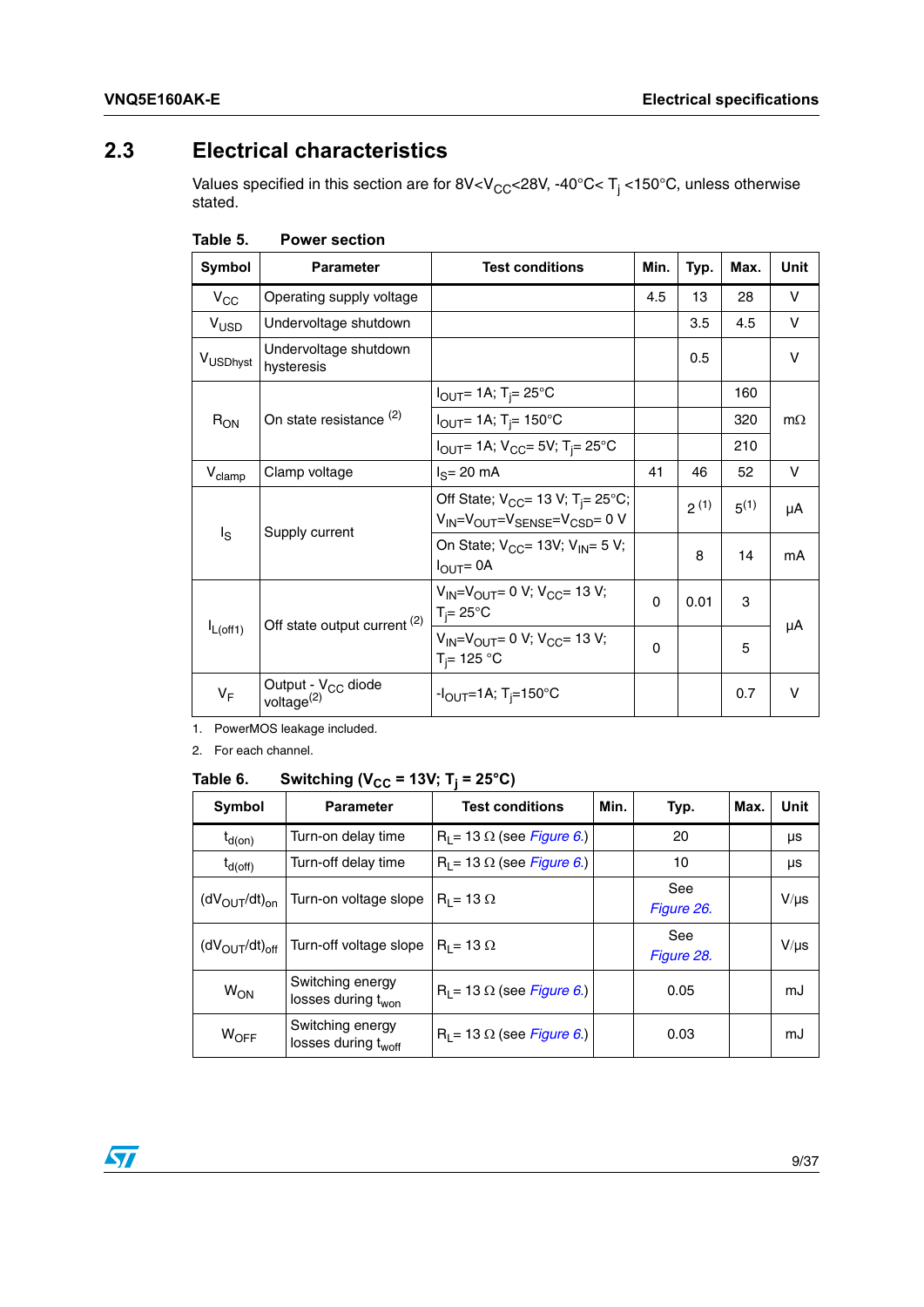## 2.3 Electrical characteristics

Values specified in this section are for $8V<V_{CC}<28V$, $-40°C< T_j <150°C$, unless otherwise stated.

**Table 5. Power section**

| Symbol | Parameter | Test conditions | Min. | Typ. | Max. | Unit |
|---|---|---|---|---|---|---|
| $V_{CC}$ | Operating supply voltage | | 4.5 | 13 | 28 | V |
| $V_{USD}$ | Undervoltage shutdown | | | 3.5 | 4.5 | V |
| $V_{USDhyst}$ | Undervoltage shutdown hysteresis | | | 0.5 | | V |
| $R_{ON}$ | On state resistance [2] | $I_{OUT}$= 1A; $T_j$= 25°C | | | 160 | mΩ |
| | | $I_{OUT}$= 1A; $T_j$= 150°C | | | 320 | |
| | | $I_{OUT}$= 1A; $V_{CC}$= 5V; $T_j$= 25°C | | | 210 | |
| $V_{clamp}$ | Clamp voltage | $I_S$= 20 mA | 41 | 46 | 52 | V |
| $I_S$ | Supply current | Off State; $V_{CC}$= 13 V; $T_j$= 25°C; $V_{IN}$=$V_{OUT}$=$V_{SENSE}$=$V_{CSD}$= 0 V | | 2 [1] | 5[1] | µA |
| | | On State; $V_{CC}$= 13V; $V_{IN}$= 5 V; $I_{OUT}$= 0A | | 8 | 14 | mA |
| $I_{L(off1)}$ | Off state output current [2] | $V_{IN}$=$V_{OUT}$= 0 V; $V_{CC}$= 13 V; $T_j$= 25°C | 0 | 0.01 | 3 | µA |
| | | $V_{IN}$=$V_{OUT}$= 0 V; $V_{CC}$= 13 V; $T_j$= 125 °C | 0 | | 5 | |
| $V_F$ | Output - $V_{CC}$ diode voltage[2] | $-I_{OUT}$=1A; $T_j$=150°C | | | 0.7 | V |

1. PowerMOS leakage included.
2. For each channel.

**Table 6. Switching ($V_{CC}$ = 13V; $T_j$ = 25°C)**

| Symbol | Parameter | Test conditions | Min. | Typ. | Max. | Unit |
|---|---|---|---|---|---|---|
| $t_{d(on)}$ | Turn-on delay time | $R_L$= 13 Ω (see *Figure 6.*) | | 20 | | µs |
| $t_{d(off)}$ | Turn-off delay time | $R_L$= 13 Ω (see *Figure 6.*) | | 10 | | µs |
| $(dV_{OUT}/dt)_{on}$ | Turn-on voltage slope | $R_L$= 13 Ω | | See *Figure 26.* | | V/µs |
| $(dV_{OUT}/dt)_{off}$ | Turn-off voltage slope | $R_L$= 13 Ω | | See *Figure 28.* | | V/µs |
| $W_{ON}$ | Switching energy losses during $t_{won}$ | $R_L$= 13 Ω (see *Figure 6.*) | | 0.05 | | mJ |
| $W_{OFF}$ | Switching energy losses during $t_{woff}$ | $R_L$= 13 Ω (see *Figure 6.*) | | 0.03 | | mJ |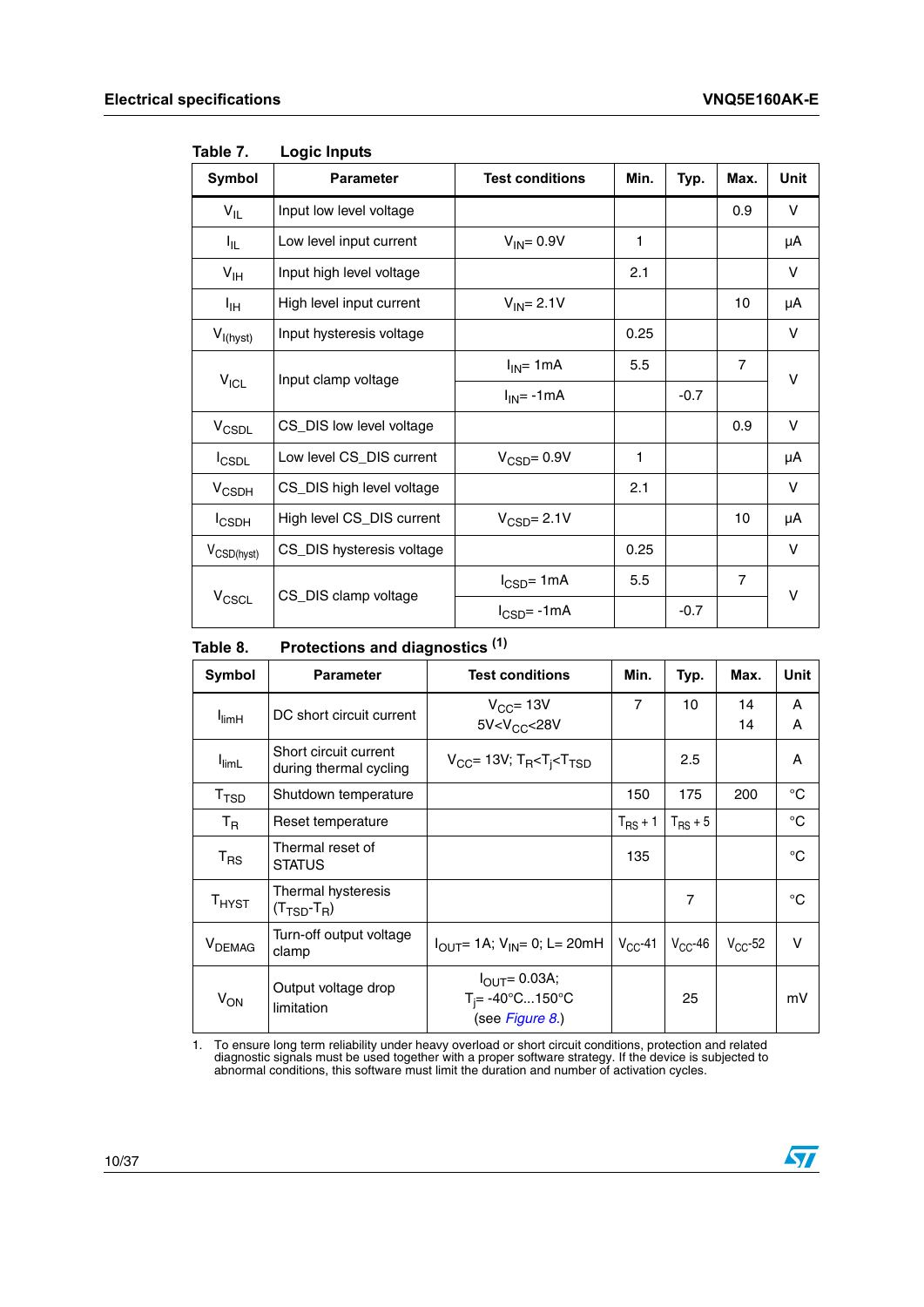Table 7. Logic Inputs

| Symbol | Parameter | Test conditions | Min. | Typ. | Max. | Unit |
|---|---|---|---|---|---|---|
| $V_{IL}$ | Input low level voltage | | | | 0.9 | V |
| $I_{IL}$ | Low level input current | $V_{IN}$= 0.9V | 1 | | | µA |
| $V_{IH}$ | Input high level voltage | | 2.1 | | | V |
| $I_{IH}$ | High level input current | $V_{IN}$= 2.1V | | | 10 | µA |
| $V_{I(hyst)}$ | Input hysteresis voltage | | 0.25 | | | V |
| $V_{ICL}$ | Input clamp voltage | $I_{IN}$= 1mA | 5.5 | | 7 | V |
| | | $I_{IN}$= -1mA | | -0.7 | | |
| $V_{CSDL}$ | CS_DIS low level voltage | | | | 0.9 | V |
| $I_{CSDL}$ | Low level CS_DIS current | $V_{CSD}$= 0.9V | 1 | | | µA |
| $V_{CSDH}$ | CS_DIS high level voltage | | 2.1 | | | V |
| $I_{CSDH}$ | High level CS_DIS current | $V_{CSD}$= 2.1V | | | 10 | µA |
| $V_{CSD(hyst)}$ | CS_DIS hysteresis voltage | | 0.25 | | | V |
| $V_{CSCL}$ | CS_DIS clamp voltage | $I_{CSD}$= 1mA | 5.5 | | 7 | V |
| | | $I_{CSD}$= -1mA | | -0.7 | | |

Table 8. Protections and diagnostics [(1)]

| Symbol | Parameter | Test conditions | Min. | Typ. | Max. | Unit |
|---|---|---|---|---|---|---|
| $I_{limH}$ | DC short circuit current | $V_{CC}$= 13V<br>5V<$V_{CC}$<28V | 7 | 10 | 14<br>14 | A<br>A |
| $I_{limL}$ | Short circuit current during thermal cycling | $V_{CC}$= 13V; $T_R$<$T_j$<$T_{TSD}$ | | 2.5 | | A |
| $T_{TSD}$ | Shutdown temperature | | 150 | 175 | 200 | °C |
| $T_R$ | Reset temperature | | $T_{RS}$ + 1 | $T_{RS}$ + 5 | | °C |
| $T_{RS}$ | Thermal reset of STATUS | | 135 | | | °C |
| $T_{HYST}$ | Thermal hysteresis ($T_{TSD}$-$T_R$) | | | 7 | | °C |
| $V_{DEMAG}$ | Turn-off output voltage clamp | $I_{OUT}$= 1A; $V_{IN}$= 0; L= 20mH | $V_{CC}$-41 | $V_{CC}$-46 | $V_{CC}$-52 | V |
| $V_{ON}$ | Output voltage drop limitation | $I_{OUT}$= 0.03A;<br>$T_j$= -40°C...150°C<br>(see *Figure 8.*) | | 25 | | mV |

1. To ensure long term reliability under heavy overload or short circuit conditions, protection and related diagnostic signals must be used together with a proper software strategy. If the device is subjected to abnormal conditions, this software must limit the duration and number of activation cycles.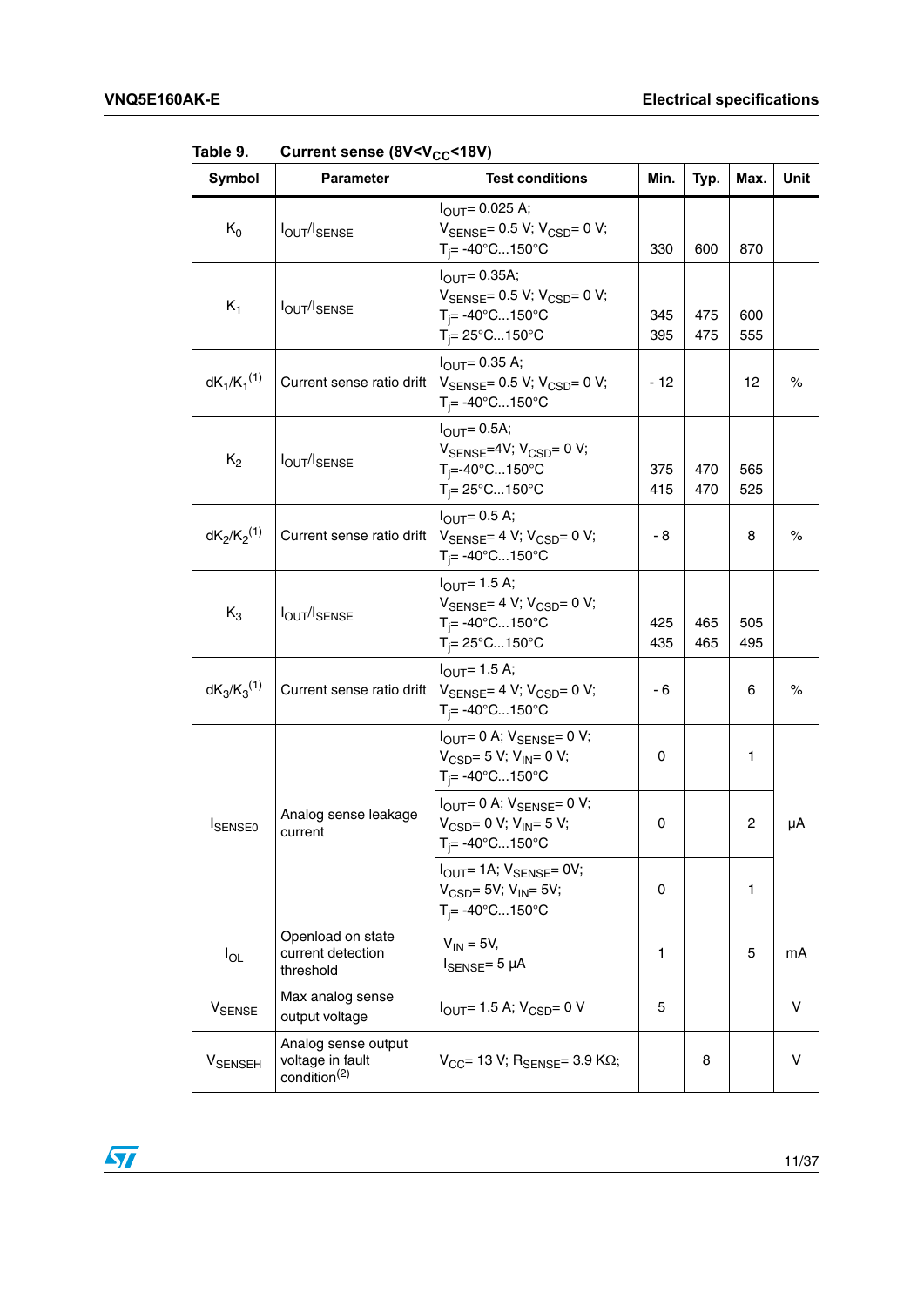Table 9. Current sense ($8V<V_{CC}<18V$)

| Symbol | Parameter | Test conditions | Min. | Typ. | Max. | Unit |
|---|---|---|---|---|---|---|
| $K_0$ | $I_{OUT}/I_{SENSE}$ | $I_{OUT}$= 0.025 A;<br>$V_{SENSE}$= 0.5 V; $V_{CSD}$= 0 V;<br>$T_j$= -40°C...150°C | 330 | 600 | 870 | |
| $K_1$ | $I_{OUT}/I_{SENSE}$ | $I_{OUT}$= 0.35A;<br>$V_{SENSE}$= 0.5 V; $V_{CSD}$= 0 V;<br>$T_j$= -40°C...150°C<br>$T_j$= 25°C...150°C | 345<br>395 | 475<br>475 | 600<br>555 | |
| $dK_1/K_1$(1) | Current sense ratio drift | $I_{OUT}$= 0.35 A;<br>$V_{SENSE}$= 0.5 V; $V_{CSD}$= 0 V;<br>$T_j$= -40°C...150°C | - 12 | | 12 | % |
| $K_2$ | $I_{OUT}/I_{SENSE}$ | $I_{OUT}$= 0.5A;<br>$V_{SENSE}$=4V; $V_{CSD}$= 0 V;<br>$T_j$=-40°C...150°C<br>$T_j$= 25°C...150°C | 375<br>415 | 470<br>470 | 565<br>525 | |
| $dK_2/K_2$(1) | Current sense ratio drift | $I_{OUT}$= 0.5 A;<br>$V_{SENSE}$= 4 V; $V_{CSD}$= 0 V;<br>$T_j$= -40°C...150°C | - 8 | | 8 | % |
| $K_3$ | $I_{OUT}/I_{SENSE}$ | $I_{OUT}$= 1.5 A;<br>$V_{SENSE}$= 4 V; $V_{CSD}$= 0 V;<br>$T_j$= -40°C...150°C<br>$T_j$= 25°C...150°C | 425<br>435 | 465<br>465 | 505<br>495 | |
| $dK_3/K_3$(1) | Current sense ratio drift | $I_{OUT}$= 1.5 A;<br>$V_{SENSE}$= 4 V; $V_{CSD}$= 0 V;<br>$T_j$= -40°C...150°C | - 6 | | 6 | % |
| $I_{SENSE0}$ | Analog sense leakage current | $I_{OUT}$= 0 A; $V_{SENSE}$= 0 V;<br>$V_{CSD}$= 5 V; $V_{IN}$= 0 V;<br>$T_j$= -40°C...150°C | 0 | | 1 | µA |
| | | $I_{OUT}$= 0 A; $V_{SENSE}$= 0 V;<br>$V_{CSD}$= 0 V; $V_{IN}$= 5 V;<br>$T_j$= -40°C...150°C | 0 | | 2 | |
| | | $I_{OUT}$= 1A; $V_{SENSE}$= 0V;<br>$V_{CSD}$= 5V; $V_{IN}$= 5V;<br>$T_j$= -40°C...150°C | 0 | | 1 | |
| $I_{OL}$ | Openload on state current detection threshold | $V_{IN}$ = 5V,<br>$I_{SENSE}$= 5 µA | 1 | | 5 | mA |
| $V_{SENSE}$ | Max analog sense output voltage | $I_{OUT}$= 1.5 A; $V_{CSD}$= 0 V | 5 | | | V |
| $V_{SENSEH}$ | Analog sense output voltage in fault condition(2) | $V_{CC}$= 13 V; $R_{SENSE}$= 3.9 KΩ; | | 8 | | V |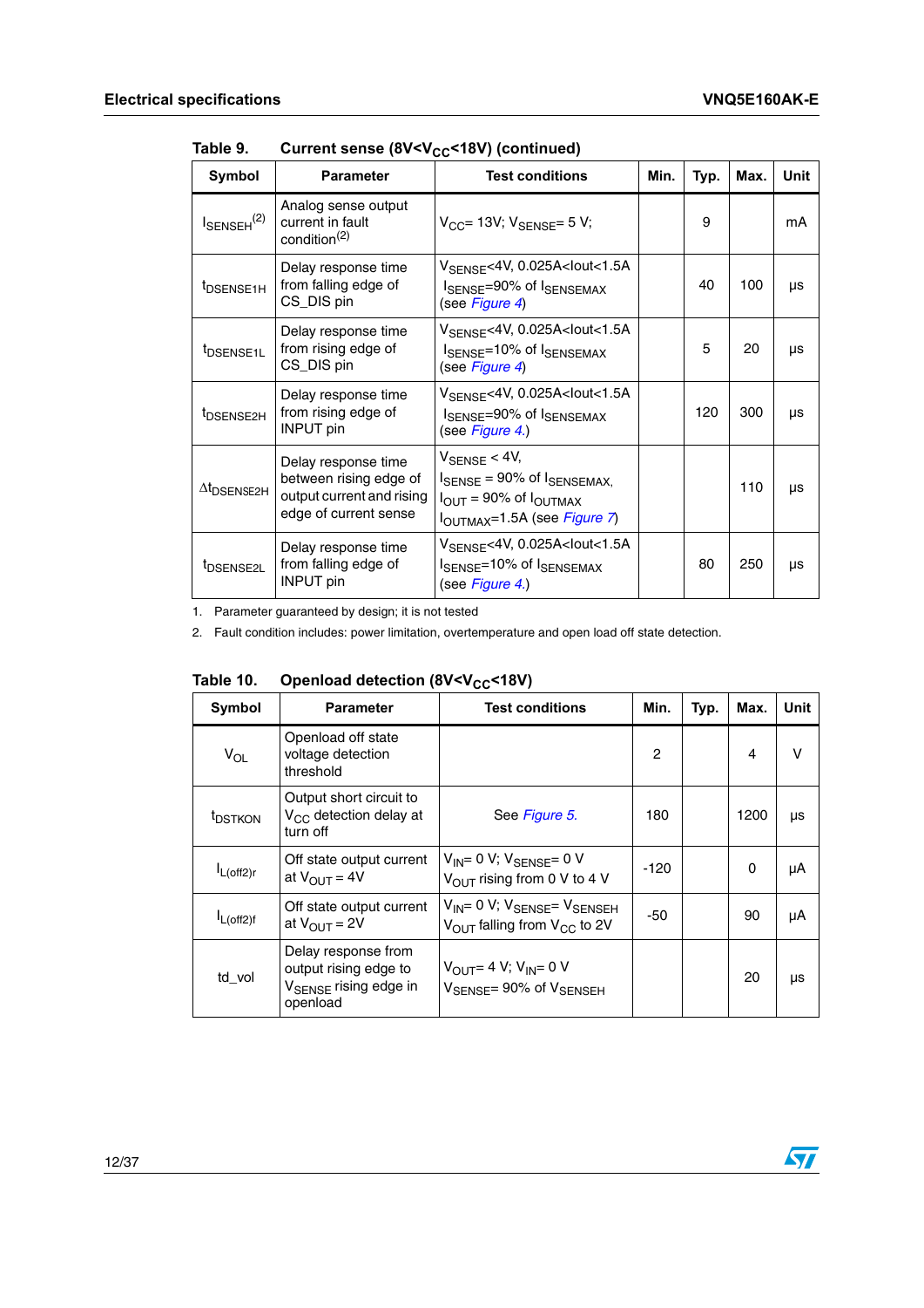Table 9. Current sense ($8V<V_{CC}<18V$) (continued)

| Symbol | Parameter | Test conditions | Min. | Typ. | Max. | Unit |
|---|---|---|---|---|---|---|
| $I_{SENSEH}$[2] | Analog sense output current in fault condition[2] | $V_{CC}$= 13V; $V_{SENSE}$= 5 V; | | 9 | | mA |
| $t_{DSENSE1H}$ | Delay response time from falling edge of CS_DIS pin | $V_{SENSE}$<4V, 0.025A<Iout<1.5A $I_{SENSE}$=90% of $I_{SENSEMAX}$ (see Figure 4) | | 40 | 100 | µs |
| $t_{DSENSE1L}$ | Delay response time from rising edge of CS_DIS pin | $V_{SENSE}$<4V, 0.025A<Iout<1.5A $I_{SENSE}$=10% of $I_{SENSEMAX}$ (see Figure 4) | | 5 | 20 | µs |
| $t_{DSENSE2H}$ | Delay response time from rising edge of INPUT pin | $V_{SENSE}$<4V, 0.025A<Iout<1.5A $I_{SENSE}$=90% of $I_{SENSEMAX}$ (see Figure 4.) | | 120 | 300 | µs |
| $\Delta t_{DSENSE2H}$ | Delay response time between rising edge of output current and rising edge of current sense | $V_{SENSE}$ < 4V, $I_{SENSE}$ = 90% of $I_{SENSEMAX}$, $I_{OUT}$ = 90% of $I_{OUTMAX}$ $I_{OUTMAX}$=1.5A (see Figure 7) | | | 110 | µs |
| $t_{DSENSE2L}$ | Delay response time from falling edge of INPUT pin | $V_{SENSE}$<4V, 0.025A<Iout<1.5A $I_{SENSE}$=10% of $I_{SENSEMAX}$ (see Figure 4.) | | 80 | 250 | µs |

1. Parameter guaranteed by design; it is not tested
2. Fault condition includes: power limitation, overtemperature and open load off state detection.

Table 10. Openload detection ($8V<V_{CC}<18V$)

| Symbol | Parameter | Test conditions | Min. | Typ. | Max. | Unit |
|---|---|---|---|---|---|---|
| $V_{OL}$ | Openload off state voltage detection threshold | | 2 | | 4 | V |
| $t_{DSTKON}$ | Output short circuit to $V_{CC}$ detection delay at turn off | See Figure 5. | 180 | | 1200 | µs |
| $I_{L(off2)r}$ | Off state output current at $V_{OUT}$ = 4V | $V_{IN}$= 0 V; $V_{SENSE}$= 0 V $V_{OUT}$ rising from 0 V to 4 V | -120 | | 0 | µA |
| $I_{L(off2)f}$ | Off state output current at $V_{OUT}$ = 2V | $V_{IN}$= 0 V; $V_{SENSE}$= $V_{SENSEH}$ $V_{OUT}$ falling from $V_{CC}$ to 2V | -50 | | 90 | µA |
| td_vol | Delay response from output rising edge to $V_{SENSE}$ rising edge in openload | $V_{OUT}$= 4 V; $V_{IN}$= 0 V $V_{SENSE}$= 90% of $V_{SENSEH}$ | | | 20 | µs |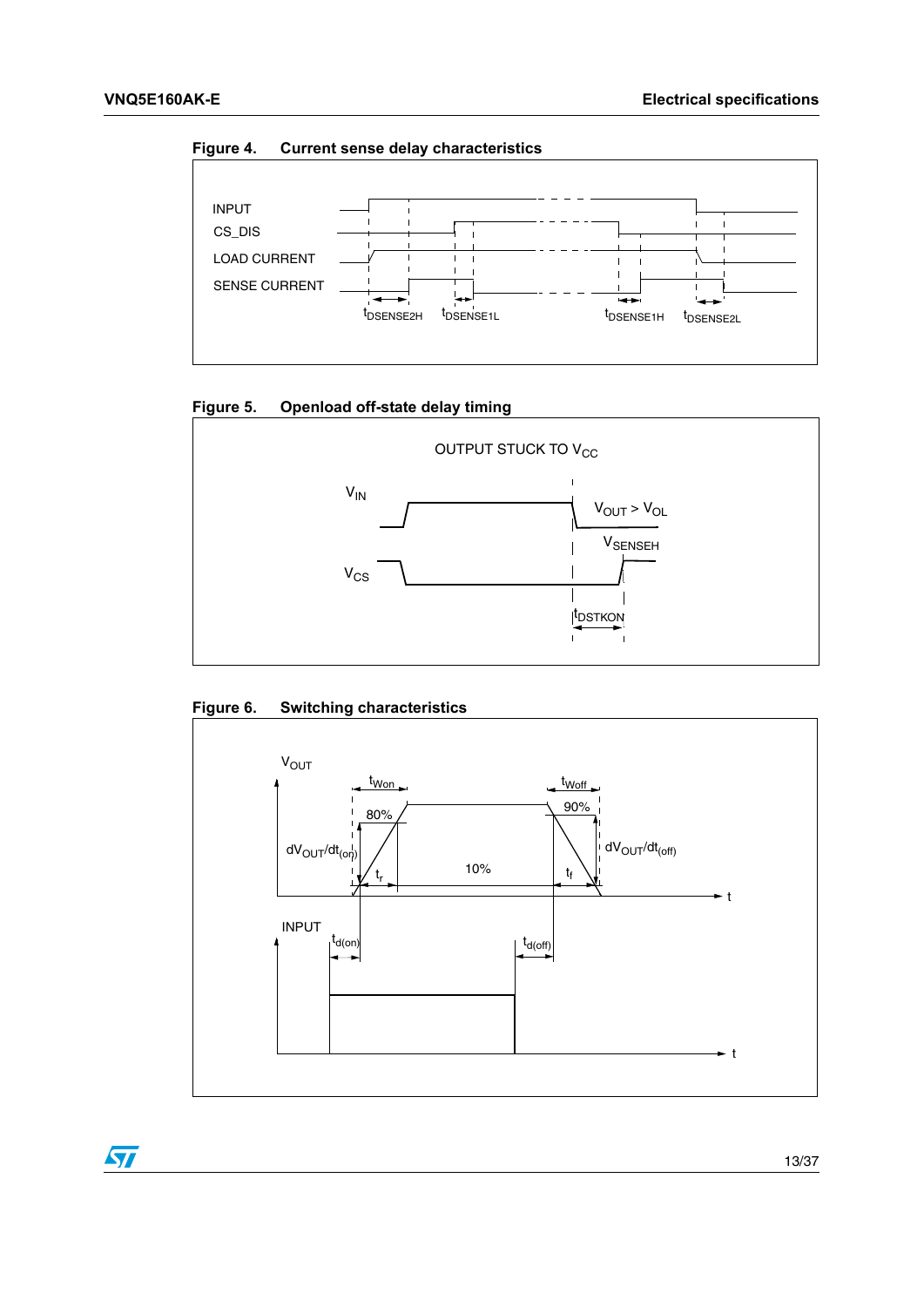**Figure 4. Current sense delay characteristics**

INPUT

CS_DIS

LOAD CURRENT

SENSE CURRENT

$t_{DSENSE2H}$ $t_{DSENSE1L}$ $t_{DSENSE1H}$ $t_{DSENSE2L}$

**Figure 5. Openload off-state delay timing**

OUTPUT STUCK TO $V_{CC}$

$V_{IN}$

$V_{OUT} > V_{OL}$

$V_{SENSEH}$

$V_{CS}$

$t_{DSTKON}$

**Figure 6. Switching characteristics**

$V_{OUT}$

$t_{Won}$ $t_{Woff}$

80% 90%

$dV_{OUT}/dt_{(on)}$ $dV_{OUT}/dt_{(off)}$

$t_r$ 10% $t_f$

t

INPUT

$t_{d(on)}$ $t_{d(off)}$

t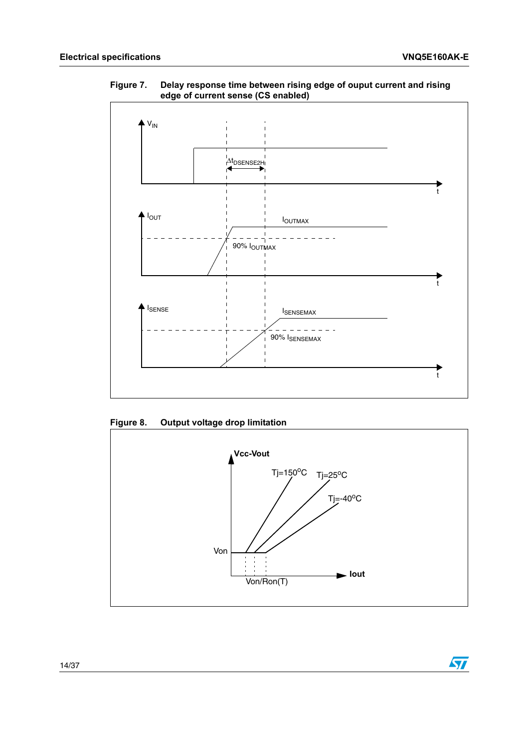Figure 7. Delay response time between rising edge of ouput current and rising edge of current sense (CS enabled)

$V_{IN}$

$\Delta t_{DSENSE2H}$

t

$I_{OUT}$

$I_{OUTMAX}$

90% $I_{OUTMAX}$

t

$I_{SENSE}$

$I_{SENSEMAX}$

90% $I_{SENSEMAX}$

t

Figure 8. Output voltage drop limitation

Vcc-Vout

Tj=150°C Tj=25°C

Tj=-40°C

Von

Von/Ron(T)

Iout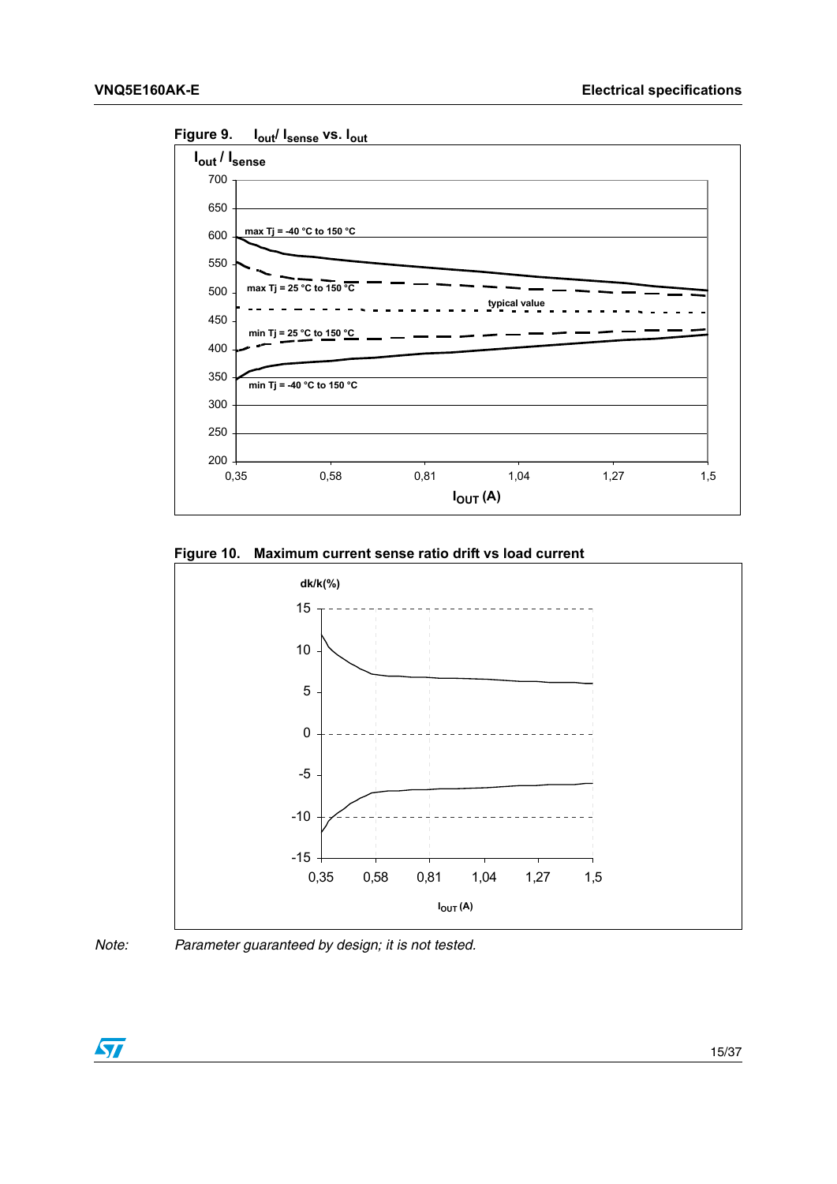Figure 9. $I_{out}/ I_{sense}$ vs. $I_{out}$

Figure 10. Maximum current sense ratio drift vs load current

*Note: Parameter guaranteed by design; it is not tested.*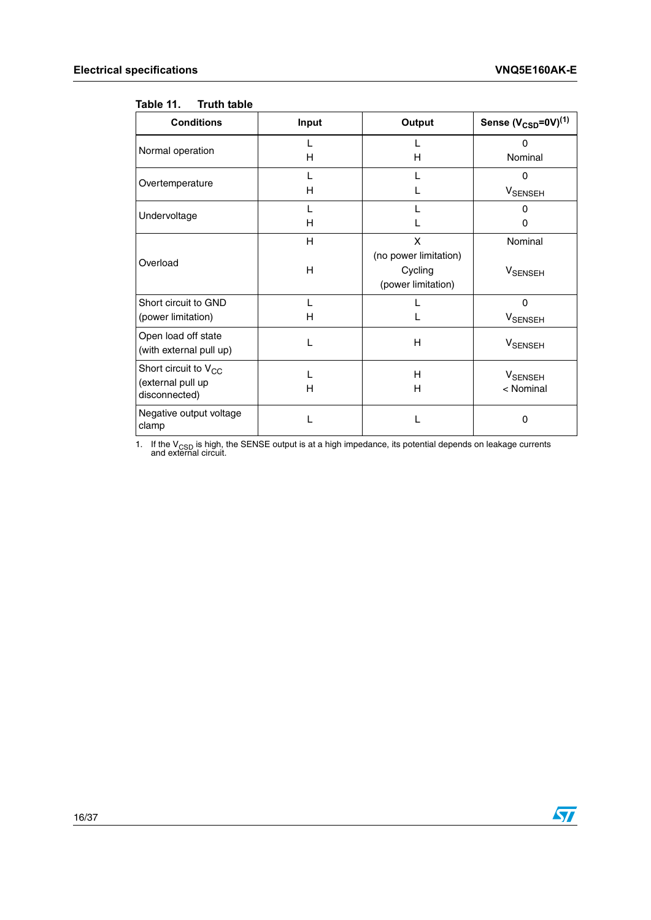Table 11. Truth table

| Conditions | Input | Output | Sense ($V_{CSD}$=0V)[1] |
|---|---|---|---|
| Normal operation | L<br>H | L<br>H | 0<br>Nominal |
| Overtemperature | L<br>H | L<br>L | 0<br>$V_{SENSEH}$ |
| Undervoltage | L<br>H | L<br>L | 0<br>0 |
| Overload | H<br>H | X<br>(no power limitation)<br>Cycling<br>(power limitation) | Nominal<br>$V_{SENSEH}$ |
| Short circuit to GND<br>(power limitation) | L<br>H | L<br>L | 0<br>$V_{SENSEH}$ |
| Open load off state<br>(with external pull up) | L | H | $V_{SENSEH}$ |
| Short circuit to $V_{CC}$<br>(external pull up disconnected) | L<br>H | H<br>H | $V_{SENSEH}$<br>< Nominal |
| Negative output voltage clamp | L | L | 0 |

1. If the $V_{CSD}$ is high, the SENSE output is at a high impedance, its potential depends on leakage currents and external circuit.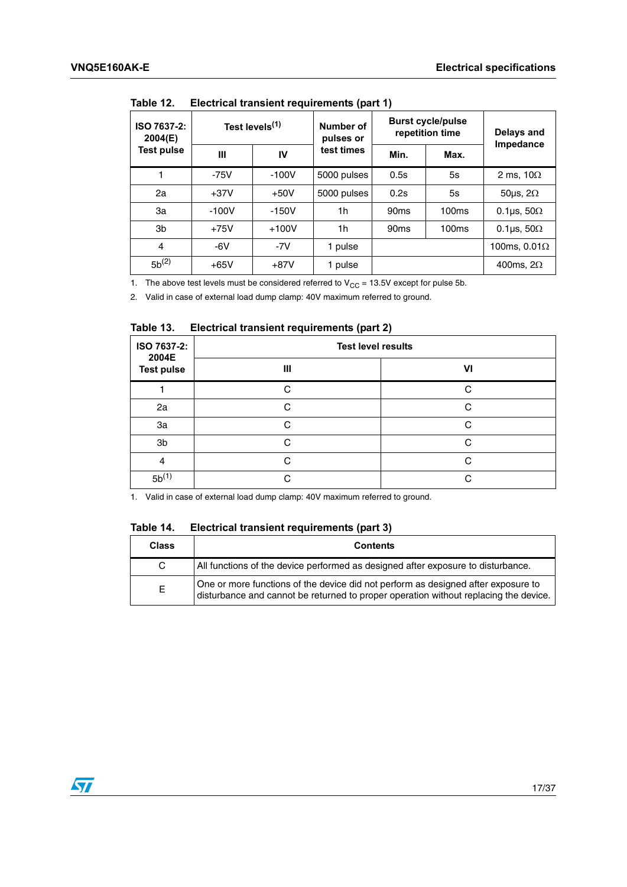Table 12. Electrical transient requirements (part 1)

| ISO 7637-2: 2004(E) Test pulse | Test levels[1] | | Number of pulses or test times | Burst cycle/pulse repetition time | | Delays and Impedance |
|---|---|---|---|---|---|---|
| | III | IV | | Min. | Max. | |
| 1 | -75V | -100V | 5000 pulses | 0.5s | 5s | 2 ms, 10Ω |
| 2a | +37V | +50V | 5000 pulses | 0.2s | 5s | 50µs, 2Ω |
| 3a | -100V | -150V | 1h | 90ms | 100ms | 0.1µs, 50Ω |
| 3b | +75V | +100V | 1h | 90ms | 100ms | 0.1µs, 50Ω |
| 4 | -6V | -7V | 1 pulse | | | 100ms, 0.01Ω |
| 5b[2] | +65V | +87V | 1 pulse | | | 400ms, 2Ω |

1. The above test levels must be considered referred to $V_{CC}$ = 13.5V except for pulse 5b.
2. Valid in case of external load dump clamp: 40V maximum referred to ground.

Table 13. Electrical transient requirements (part 2)

| ISO 7637-2: 2004E Test pulse | Test level results | |
|---|---|---|
| | III | VI |
| 1 | C | C |
| 2a | C | C |
| 3a | C | C |
| 3b | C | C |
| 4 | C | C |
| 5b[1] | C | C |

1. Valid in case of external load dump clamp: 40V maximum referred to ground.

Table 14. Electrical transient requirements (part 3)

| Class | Contents |
|---|---|
| C | All functions of the device performed as designed after exposure to disturbance. |
| E | One or more functions of the device did not perform as designed after exposure to disturbance and cannot be returned to proper operation without replacing the device. |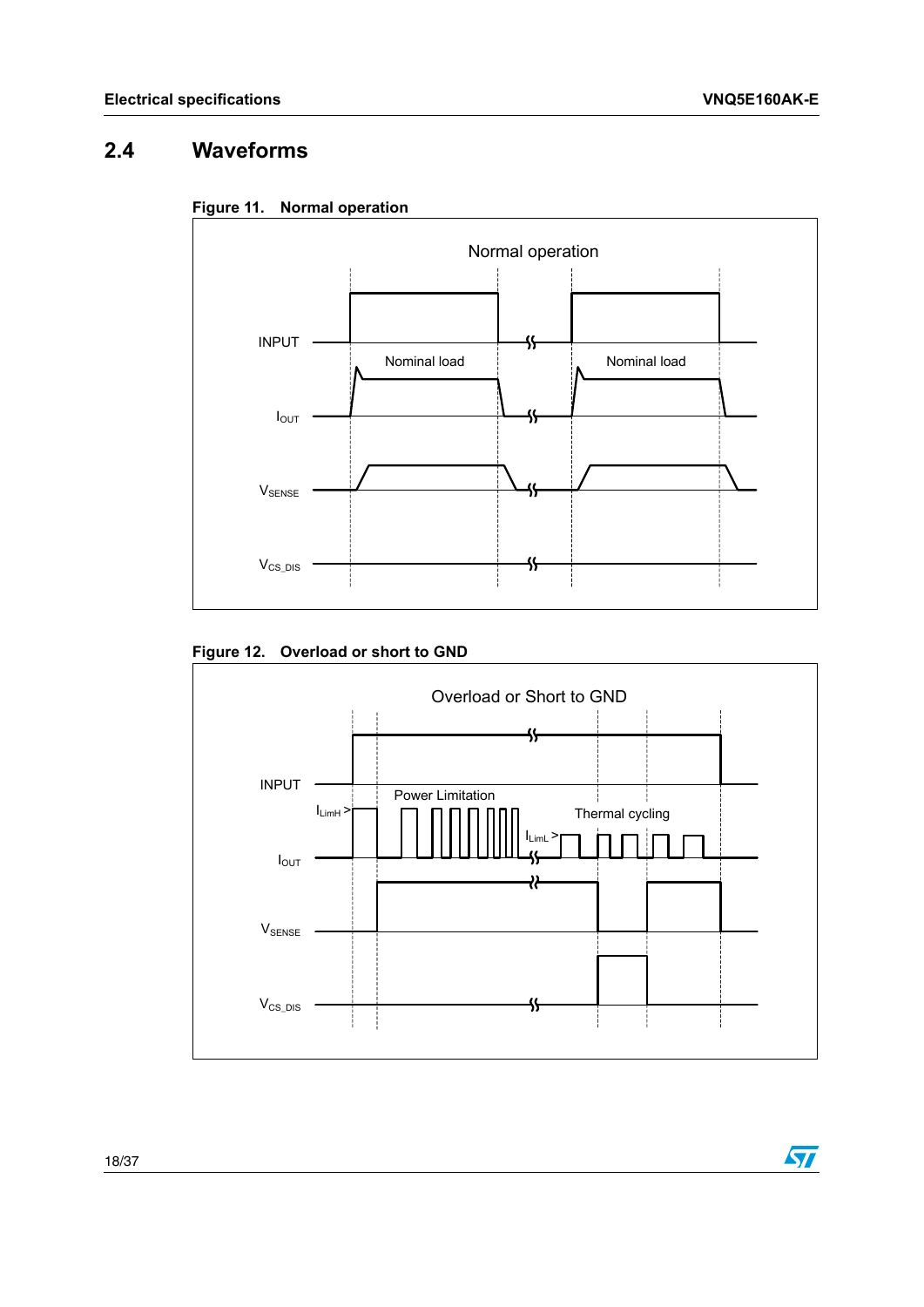## 2.4 Waveforms

**Figure 11. Normal operation**

**Figure 12. Overload or short to GND**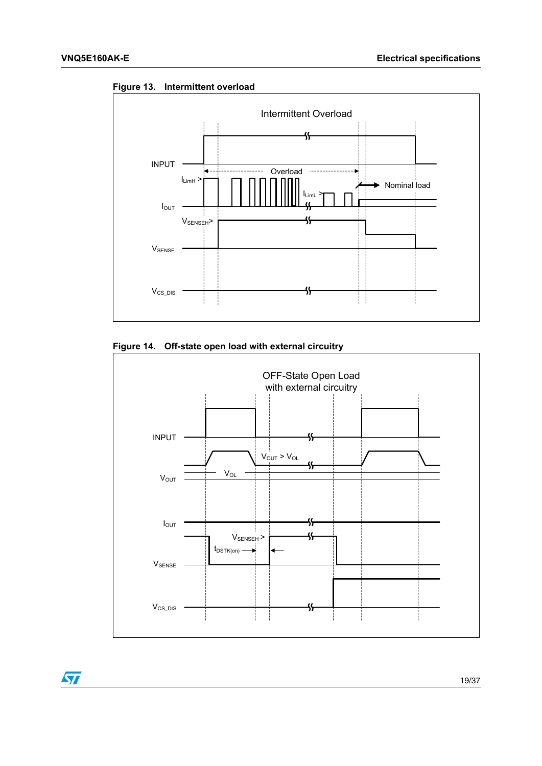**Figure 13. Intermittent overload**

Intermittent Overload

INPUT

$I_{OUT}$

$I_{LimH}$ >

Overload

$I_{LimL}$ >

Nominal load

$V_{SENSEH}$ >

$V_{SENSE}$

$V_{CS\_DIS}$

**Figure 14. Off-state open load with external circuitry**

OFF-State Open Load with external circuitry

INPUT

$V_{OUT}$

$V_{OUT} > V_{OL}$

$V_{OL}$

$I_{OUT}$

$V_{SENSEH}$ >

$t_{DSTK(on)}$

$V_{SENSE}$

$V_{CS\_DIS}$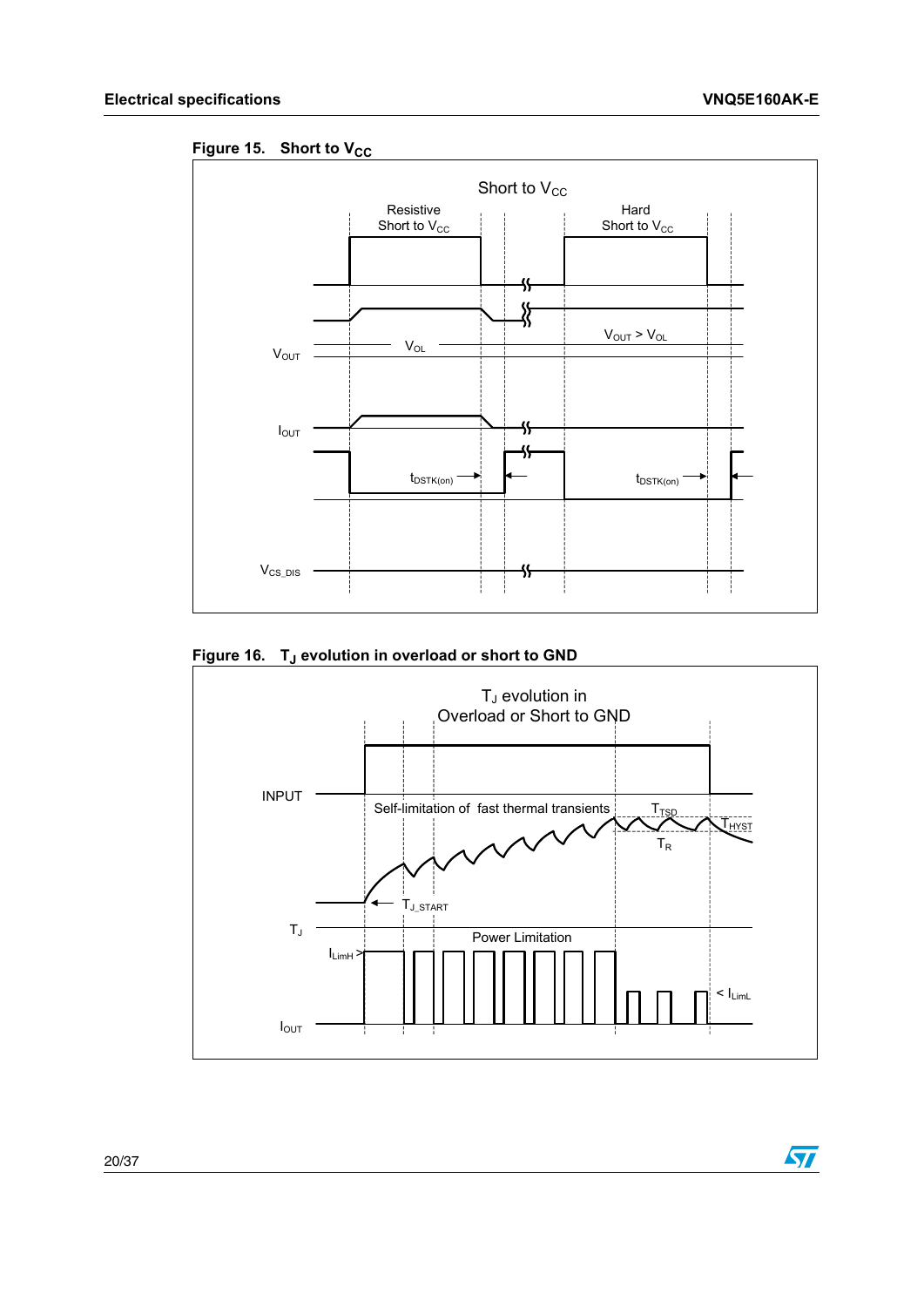Figure 15. Short to $V_{CC}$

Figure 16. $T_J$ evolution in overload or short to GND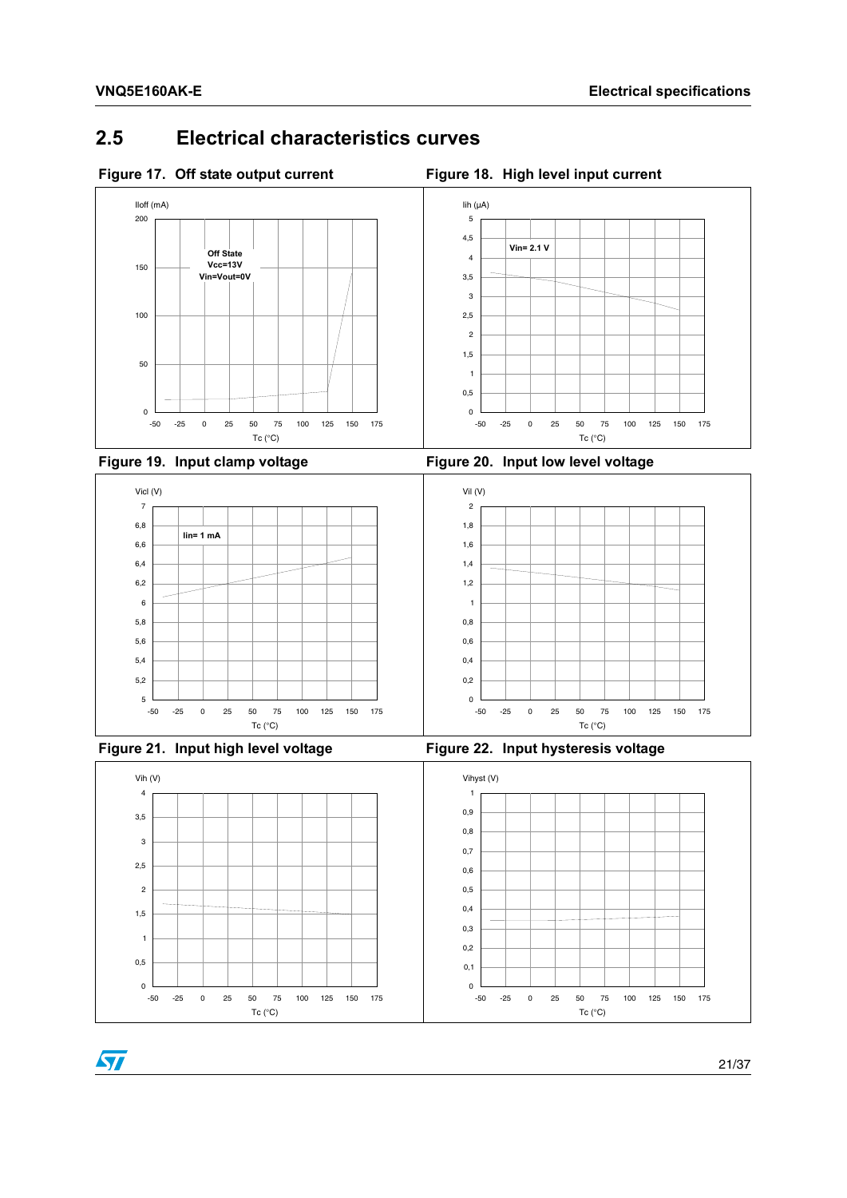## 2.5 Electrical characteristics curves

**Figure 17. Off state output current**

Iloff (mA)

Off State
Vcc=13V
Vin=Vout=0V

Tc (°C)

**Figure 18. High level input current**

Iih (µA)

Vin= 2.1 V

Tc (°C)

**Figure 19. Input clamp voltage**

Vicl (V)

Iin= 1 mA

Tc (°C)

**Figure 20. Input low level voltage**

Vil (V)

Tc (°C)

**Figure 21. Input high level voltage**

Vih (V)

Tc (°C)

**Figure 22. Input hysteresis voltage**

Vihyst (V)

Tc (°C)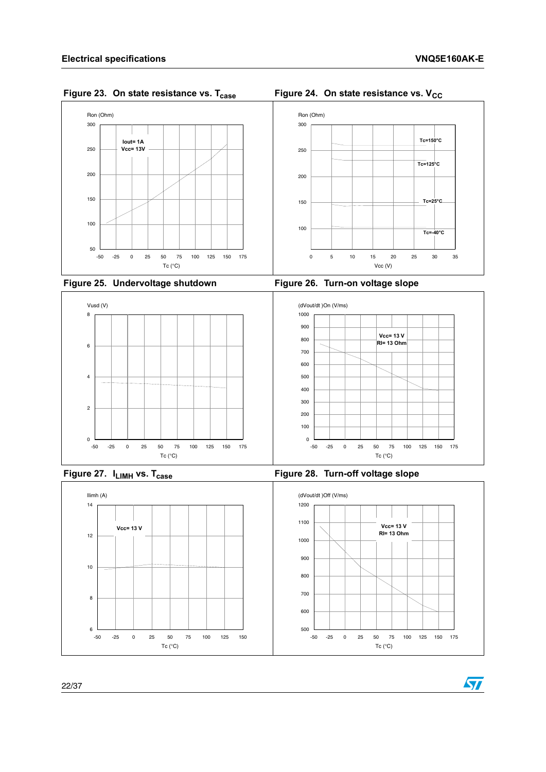Figure 23. On state resistance vs. $T_{case}$

Figure 24. On state resistance vs. $V_{CC}$

Figure 25. Undervoltage shutdown

Figure 26. Turn-on voltage slope

Figure 27. $I_{LIMH}$ vs. $T_{case}$

Figure 28. Turn-off voltage slope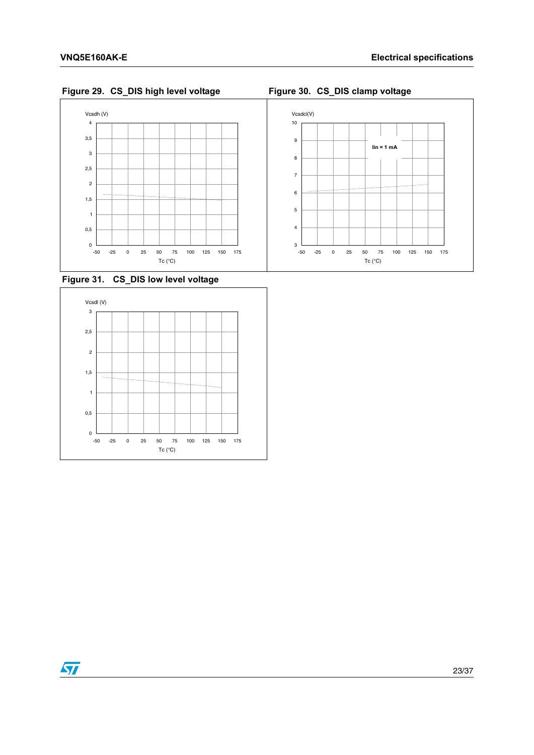Figure 29. CS_DIS high level voltage

Figure 30. CS_DIS clamp voltage

Figure 31. CS_DIS low level voltage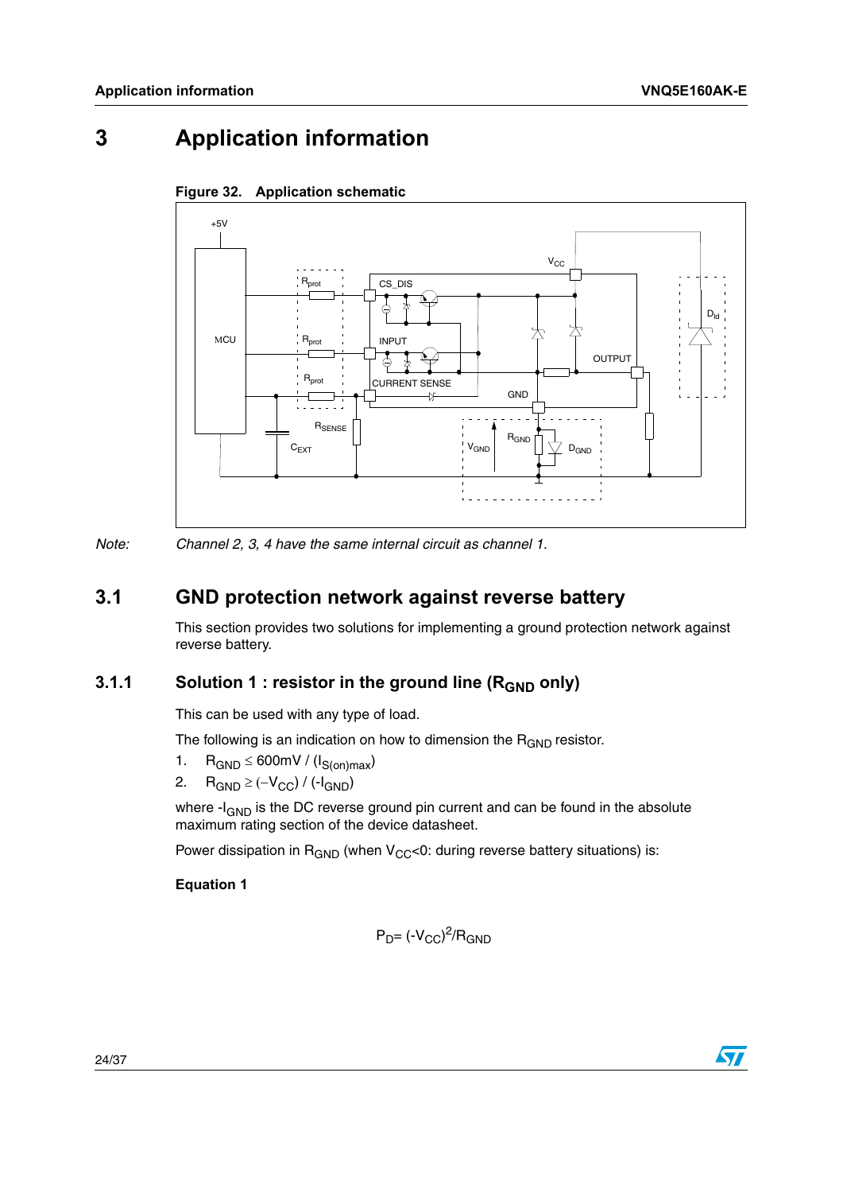# 3 Application information

**Figure 32. Application schematic**

*Note: Channel 2, 3, 4 have the same internal circuit as channel 1.*

## 3.1 GND protection network against reverse battery

This section provides two solutions for implementing a ground protection network against reverse battery.

### 3.1.1 Solution 1 : resistor in the ground line ($R_{GND}$ only)

This can be used with any type of load.

The following is an indication on how to dimension the $R_{GND}$ resistor.

1. $R_{GND} \leq 600mV / (I_{S(on)max})$
2. $R_{GND} \geq (-V_{CC}) / (-I_{GND})$

where $-I_{GND}$ is the DC reverse ground pin current and can be found in the absolute maximum rating section of the device datasheet.

Power dissipation in $R_{GND}$ (when $V_{CC}<0$: during reverse battery situations) is:

**Equation 1**

$$P_D = (-V_{CC})^2/R_{GND}$$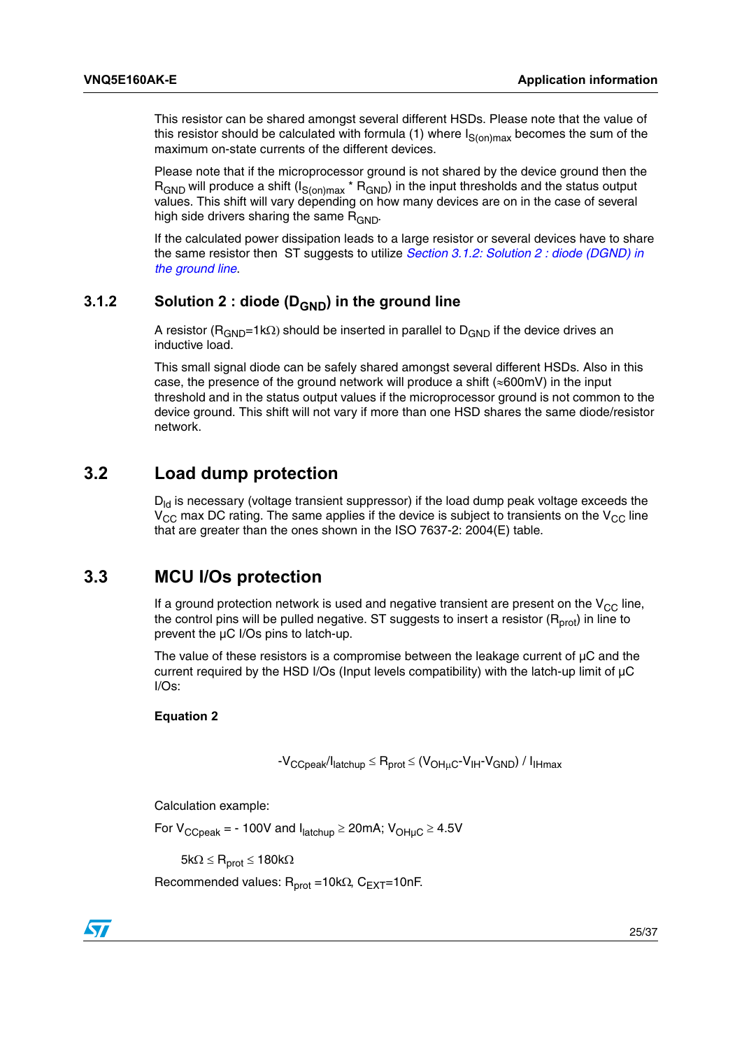This resistor can be shared amongst several different HSDs. Please note that the value of this resistor should be calculated with formula (1) where $I_{S(on)max}$ becomes the sum of the maximum on-state currents of the different devices.

Please note that if the microprocessor ground is not shared by the device ground then the $R_{GND}$ will produce a shift ($I_{S(on)max}$ * $R_{GND}$) in the input thresholds and the status output values. This shift will vary depending on how many devices are on in the case of several high side drivers sharing the same $R_{GND}$.

If the calculated power dissipation leads to a large resistor or several devices have to share the same resistor then ST suggests to utilize *Section 3.1.2: Solution 2 : diode (DGND) in the ground line*.

### 3.1.2 Solution 2 : diode ($D_{GND}$) in the ground line

A resistor ($R_{GND}$=1kΩ) should be inserted in parallel to $D_{GND}$ if the device drives an inductive load.

This small signal diode can be safely shared amongst several different HSDs. Also in this case, the presence of the ground network will produce a shift (≈600mV) in the input threshold and in the status output values if the microprocessor ground is not common to the device ground. This shift will not vary if more than one HSD shares the same diode/resistor network.

## 3.2 Load dump protection

$D_{ld}$ is necessary (voltage transient suppressor) if the load dump peak voltage exceeds the $V_{CC}$ max DC rating. The same applies if the device is subject to transients on the $V_{CC}$ line that are greater than the ones shown in the ISO 7637-2: 2004(E) table.

## 3.3 MCU I/Os protection

If a ground protection network is used and negative transient are present on the $V_{CC}$ line, the control pins will be pulled negative. ST suggests to insert a resistor ($R_{prot}$) in line to prevent the µC I/Os pins to latch-up.

The value of these resistors is a compromise between the leakage current of µC and the current required by the HSD I/Os (Input levels compatibility) with the latch-up limit of µC I/Os:

**Equation 2**

$$-V_{CCpeak}/I_{latchup} \leq R_{prot} \leq (V_{OH\mu C}-V_{IH}-V_{GND}) / I_{IHmax}$$

Calculation example:

For $V_{CCpeak}$ = - 100V and $I_{latchup} \geq$ 20mA; $V_{OH\mu C} \geq$ 4.5V

5kΩ ≤ $R_{prot}$ ≤ 180kΩ

Recommended values: $R_{prot}$ =10kΩ, $C_{EXT}$=10nF.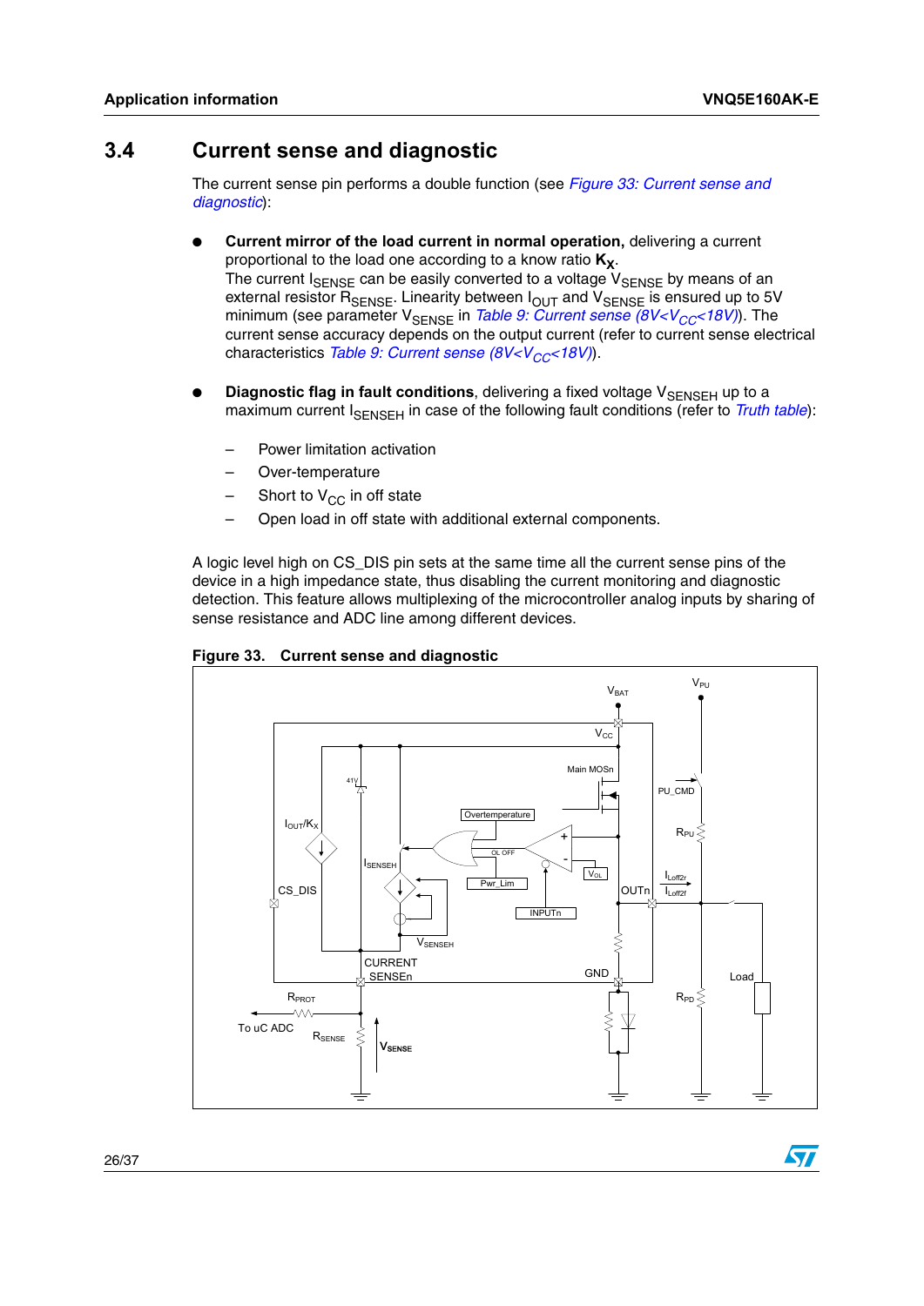## 3.4 Current sense and diagnostic

The current sense pin performs a double function (see *Figure 33: Current sense and diagnostic*):

- **Current mirror of the load current in normal operation,** delivering a current proportional to the load one according to a know ratio $\mathbf{K_X}$.
  The current $I_{SENSE}$ can be easily converted to a voltage $V_{SENSE}$ by means of an external resistor $R_{SENSE}$. Linearity between $I_{OUT}$ and $V_{SENSE}$ is ensured up to 5V minimum (see parameter $V_{SENSE}$ in *Table 9: Current sense (8V<$V_{CC}$<18V)*). The current sense accuracy depends on the output current (refer to current sense electrical characteristics *Table 9: Current sense (8V<$V_{CC}$<18V)*).

- **Diagnostic flag in fault conditions**, delivering a fixed voltage $V_{SENSEH}$ up to a maximum current $I_{SENSEH}$ in case of the following fault conditions (refer to *Truth table*):
  - Power limitation activation
  - Over-temperature
  - Short to $V_{CC}$ in off state
  - Open load in off state with additional external components.

A logic level high on CS_DIS pin sets at the same time all the current sense pins of the device in a high impedance state, thus disabling the current monitoring and diagnostic detection. This feature allows multiplexing of the microcontroller analog inputs by sharing of sense resistance and ADC line among different devices.

**Figure 33. Current sense and diagnostic**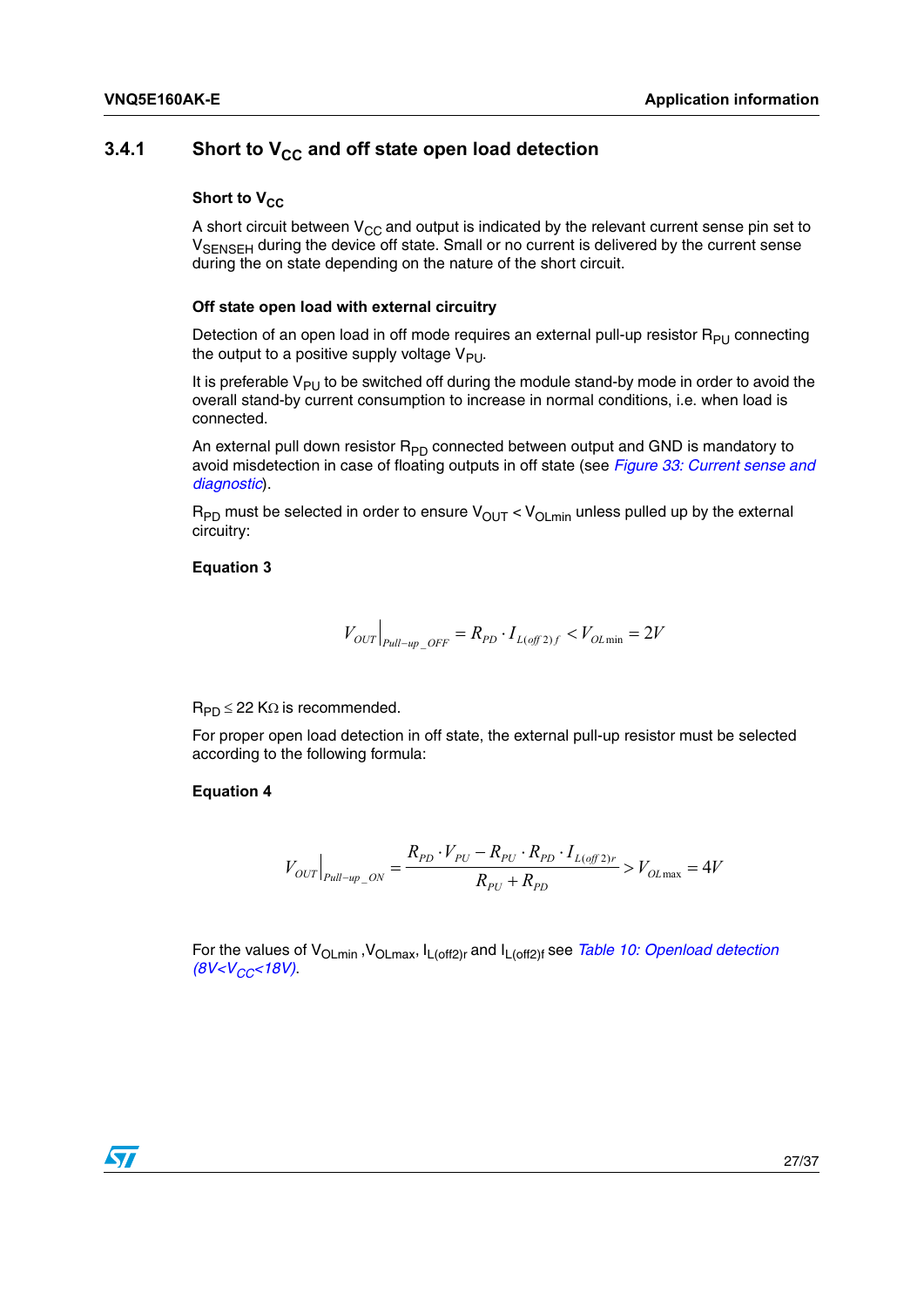### 3.4.1 Short to $V_{CC}$ and off state open load detection

**Short to $V_{CC}$**

A short circuit between $V_{CC}$ and output is indicated by the relevant current sense pin set to $V_{SENSEH}$ during the device off state. Small or no current is delivered by the current sense during the on state depending on the nature of the short circuit.

**Off state open load with external circuitry**

Detection of an open load in off mode requires an external pull-up resistor $R_{PU}$ connecting the output to a positive supply voltage $V_{PU}$.

It is preferable $V_{PU}$ to be switched off during the module stand-by mode in order to avoid the overall stand-by current consumption to increase in normal conditions, i.e. when load is connected.

An external pull down resistor $R_{PD}$ connected between output and GND is mandatory to avoid misdetection in case of floating outputs in off state (see *Figure 33: Current sense and diagnostic*).

$R_{PD}$ must be selected in order to ensure $V_{OUT} < V_{OLmin}$ unless pulled up by the external circuitry:

**Equation 3**

$$V_{OUT}\Big|_{Pull-up\_OFF} = R_{PD} \cdot I_{L(off2)f} < V_{OL\min} = 2V$$

$R_{PD} \leq 22\ \text{K}\Omega$ is recommended.

For proper open load detection in off state, the external pull-up resistor must be selected according to the following formula:

**Equation 4**

$$V_{OUT}\Big|_{Pull-up\_ON} = \frac{R_{PD} \cdot V_{PU} - R_{PU} \cdot R_{PD} \cdot I_{L(off2)r}}{R_{PU} + R_{PD}} > V_{OL\max} = 4V$$

For the values of $V_{OLmin}$, $V_{OLmax}$, $I_{L(off2)r}$ and $I_{L(off2)f}$ see *Table 10: Openload detection ($8V<V_{CC}<18V$)*.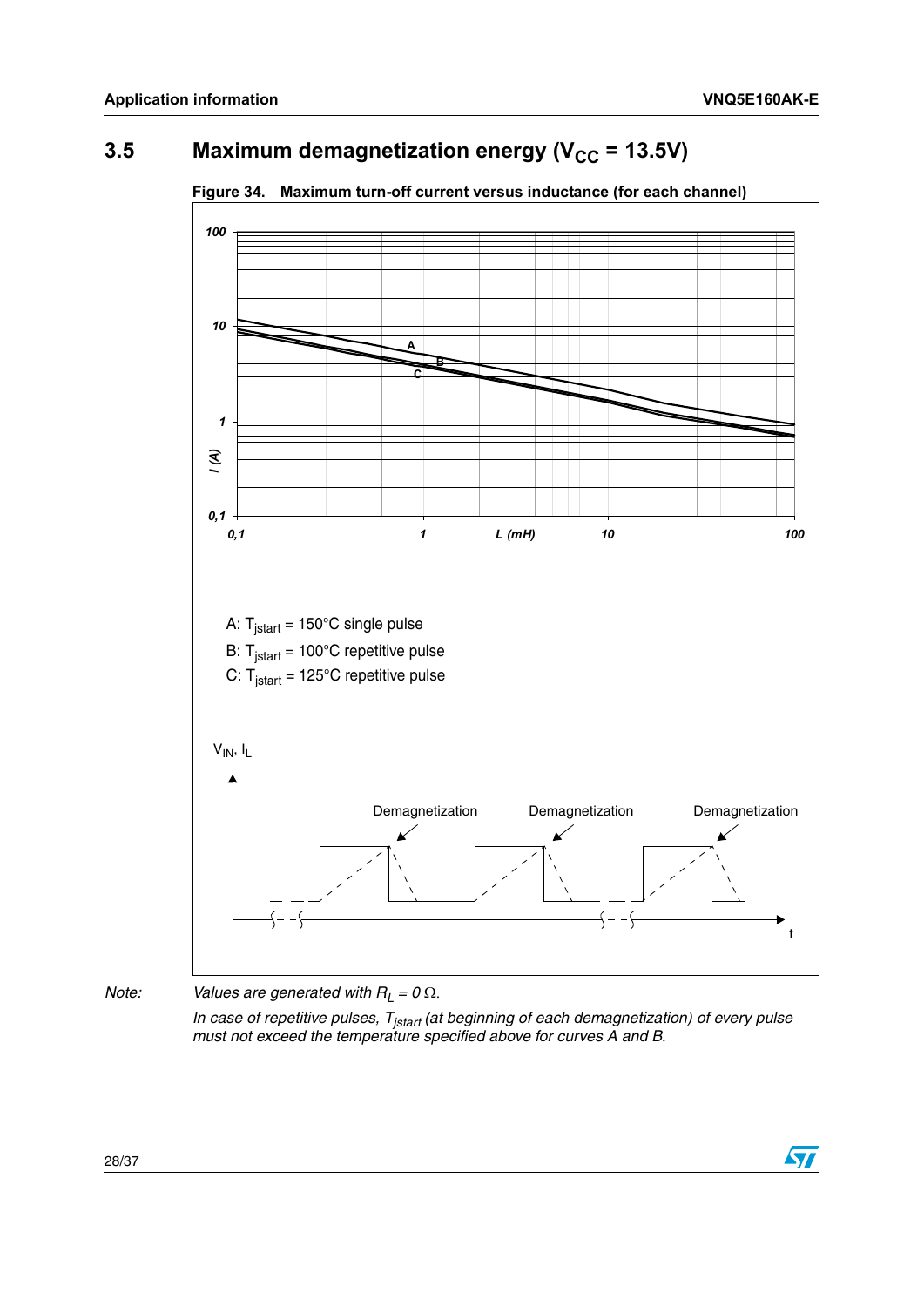## 3.5 Maximum demagnetization energy ($V_{CC}$ = 13.5V)

**Figure 34. Maximum turn-off current versus inductance (for each channel)**

A: $T_{jstart}$ = 150°C single pulse

B: $T_{jstart}$ = 100°C repetitive pulse

C: $T_{jstart}$ = 125°C repetitive pulse

*Note: Values are generated with $R_L = 0\ \Omega$.*

*In case of repetitive pulses, $T_{jstart}$ (at beginning of each demagnetization) of every pulse must not exceed the temperature specified above for curves A and B.*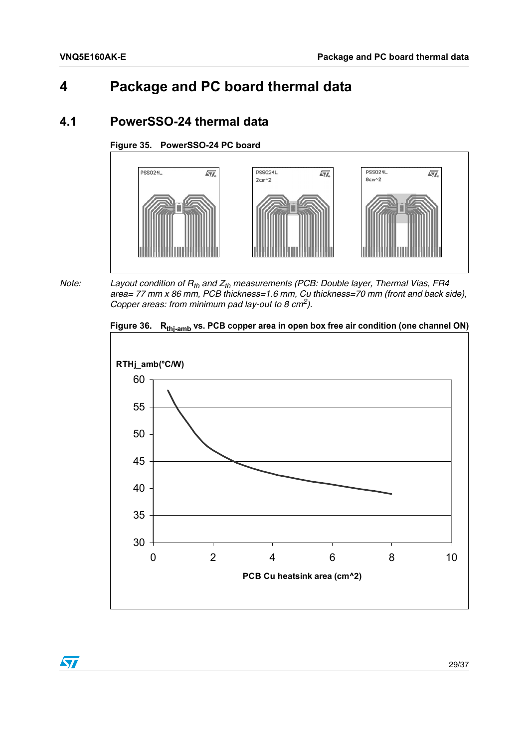# 4 Package and PC board thermal data

## 4.1 PowerSSO-24 thermal data

**Figure 35. PowerSSO-24 PC board**

*Note: Layout condition of $R_{th}$ and $Z_{th}$ measurements (PCB: Double layer, Thermal Vias, FR4 area= 77 mm x 86 mm, PCB thickness=1.6 mm, Cu thickness=70 mm (front and back side), Copper areas: from minimum pad lay-out to 8 $cm^2$).*

**Figure 36. $R_{thj\text{-}amb}$ vs. PCB copper area in open box free air condition (one channel ON)**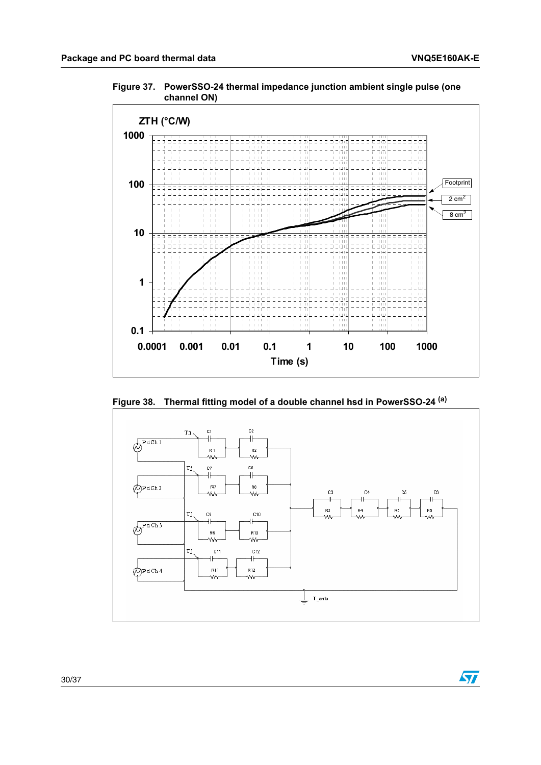Figure 37. PowerSSO-24 thermal impedance junction ambient single pulse (one channel ON)

Figure 38. Thermal fitting model of a double channel hsd in PowerSSO-24 [(a)]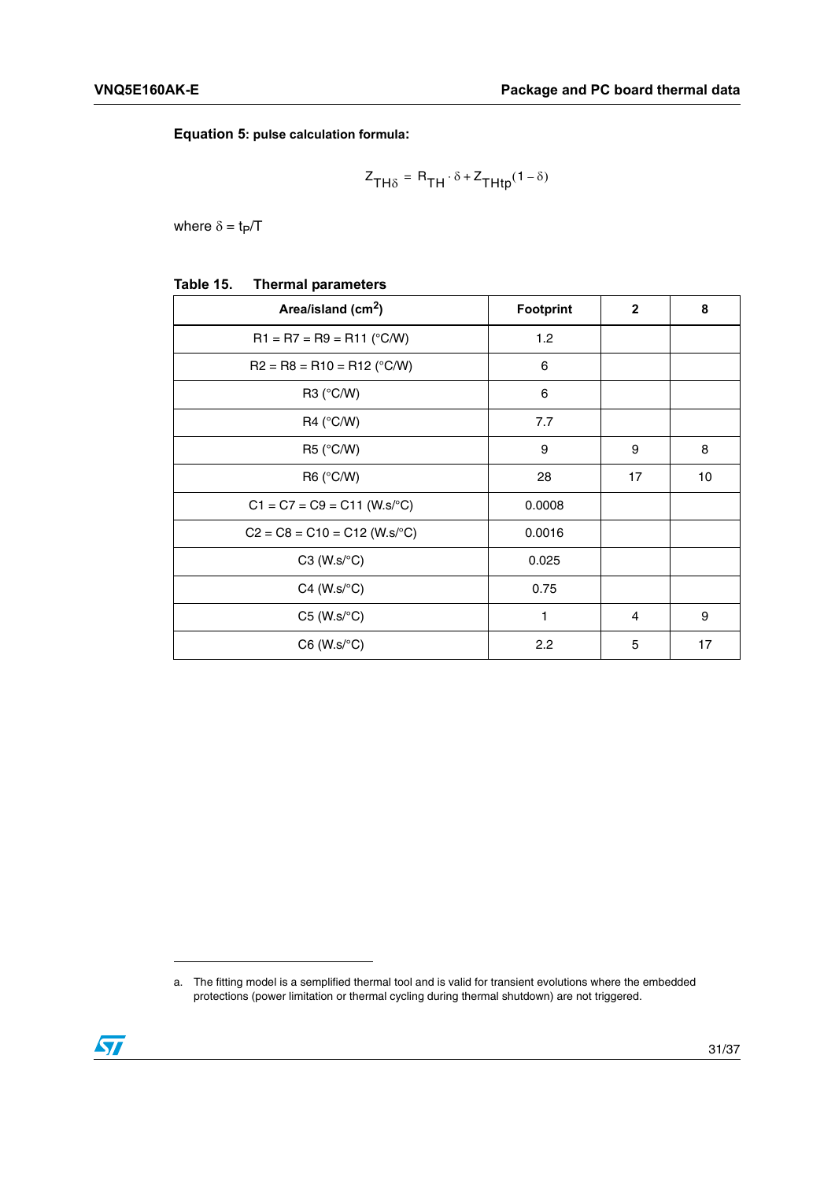**Equation 5: pulse calculation formula:**

$$Z_{TH\delta} = R_{TH} \cdot \delta + Z_{THtp}(1 - \delta)$$

where $\delta = t_P/T$

**Table 15. Thermal parameters**

| Area/island ($cm^2$) | Footprint | 2 | 8 |
|---|---|---|---|
| R1 = R7 = R9 = R11 (°C/W) | 1.2 | | |
| R2 = R8 = R10 = R12 (°C/W) | 6 | | |
| R3 (°C/W) | 6 | | |
| R4 (°C/W) | 7.7 | | |
| R5 (°C/W) | 9 | 9 | 8 |
| R6 (°C/W) | 28 | 17 | 10 |
| C1 = C7 = C9 = C11 (W.s/°C) | 0.0008 | | |
| C2 = C8 = C10 = C12 (W.s/°C) | 0.0016 | | |
| C3 (W.s/°C) | 0.025 | | |
| C4 (W.s/°C) | 0.75 | | |
| C5 (W.s/°C) | 1 | 4 | 9 |
| C6 (W.s/°C) | 2.2 | 5 | 17 |

a. The fitting model is a semplified thermal tool and is valid for transient evolutions where the embedded protections (power limitation or thermal cycling during thermal shutdown) are not triggered.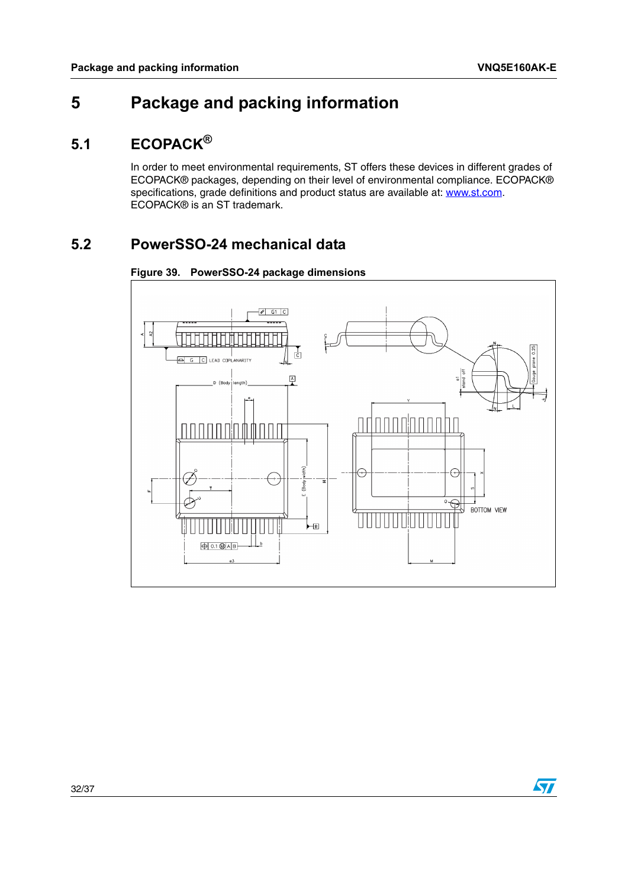# 5 Package and packing information

## 5.1 ECOPACK®

In order to meet environmental requirements, ST offers these devices in different grades of ECOPACK® packages, depending on their level of environmental compliance. ECOPACK® specifications, grade definitions and product status are available at: www.st.com. ECOPACK® is an ST trademark.

## 5.2 PowerSSO-24 mechanical data

**Figure 39. PowerSSO-24 package dimensions**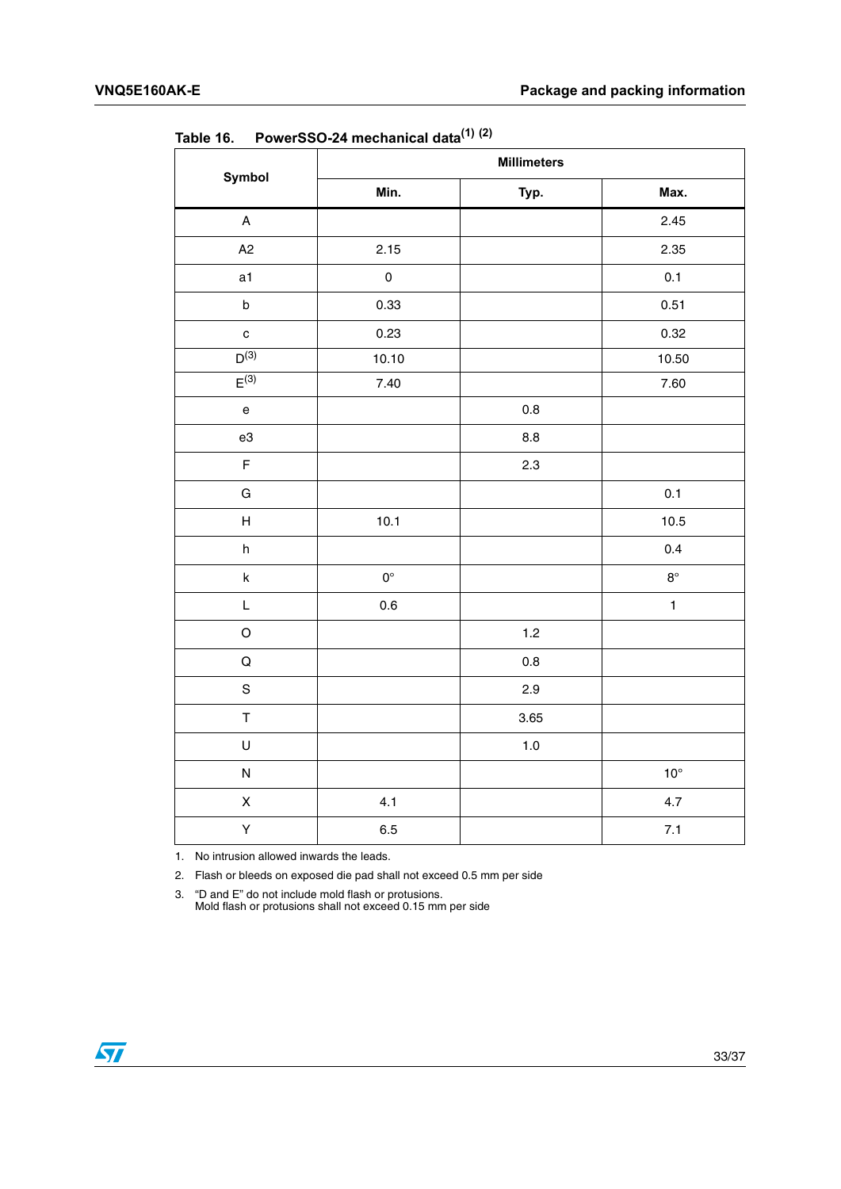Table 16. PowerSSO-24 mechanical data[1] [2]

| Symbol | Millimeters | | |
|---|---|---|---|
| | Min. | Typ. | Max. |
| A | | | 2.45 |
| A2 | 2.15 | | 2.35 |
| a1 | 0 | | 0.1 |
| b | 0.33 | | 0.51 |
| c | 0.23 | | 0.32 |
| D[3] | 10.10 | | 10.50 |
| E[3] | 7.40 | | 7.60 |
| e | | 0.8 | |
| e3 | | 8.8 | |
| F | | 2.3 | |
| G | | | 0.1 |
| H | 10.1 | | 10.5 |
| h | | | 0.4 |
| k | 0° | | 8° |
| L | 0.6 | | 1 |
| O | | 1.2 | |
| Q | | 0.8 | |
| S | | 2.9 | |
| T | | 3.65 | |
| U | | 1.0 | |
| N | | | 10° |
| X | 4.1 | | 4.7 |
| Y | 6.5 | | 7.1 |

1. No intrusion allowed inwards the leads.
2. Flash or bleeds on exposed die pad shall not exceed 0.5 mm per side
3. "D and E" do not include mold flash or protusions.
   Mold flash or protusions shall not exceed 0.15 mm per side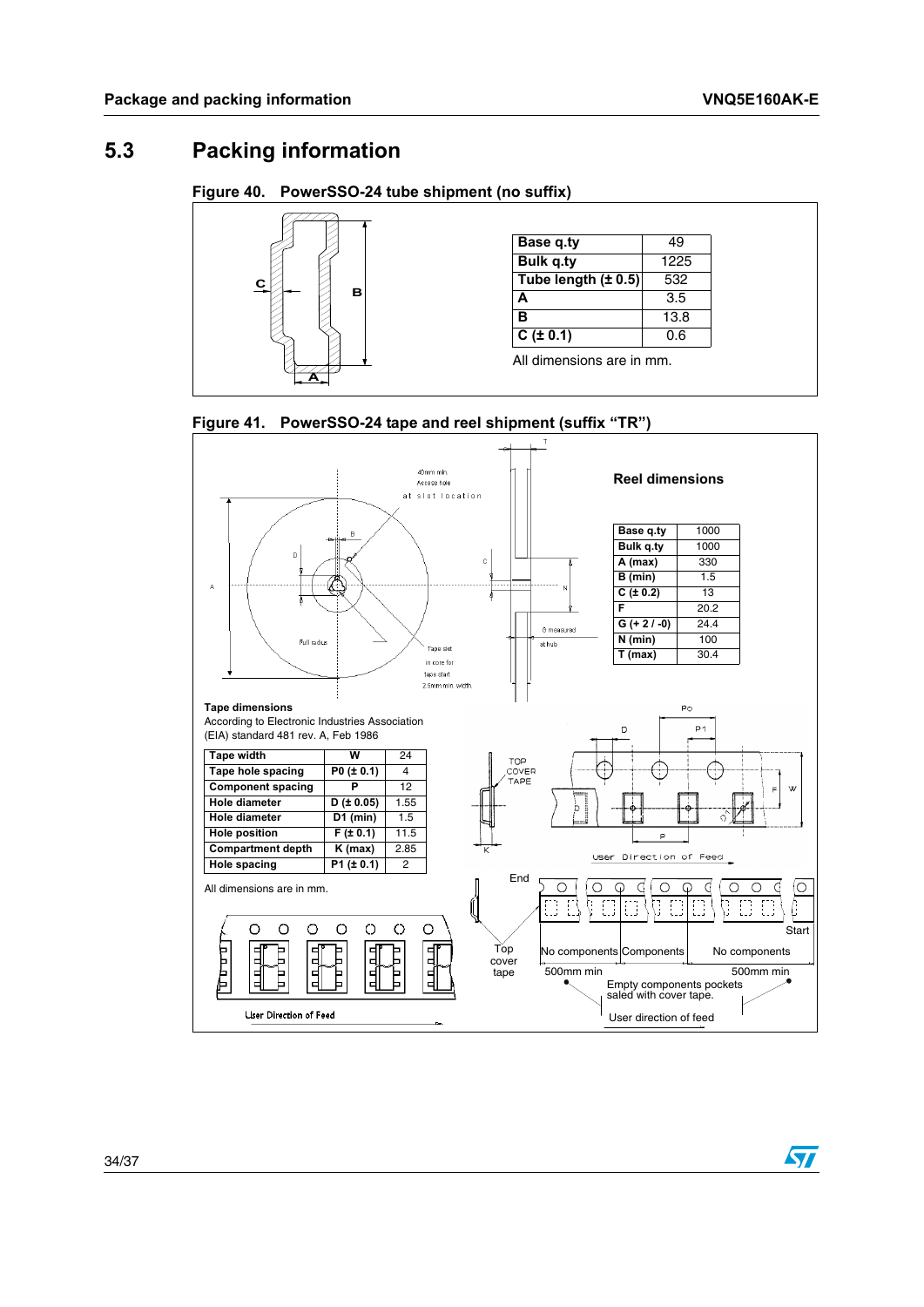## 5.3 Packing information

**Figure 40. PowerSSO-24 tube shipment (no suffix)**

| Base q.ty | 49 |
|---|---|
| Bulk q.ty | 1225 |
| Tube length (± 0.5) | 532 |
| A | 3.5 |
| B | 13.8 |
| C (± 0.1) | 0.6 |

All dimensions are in mm.

**Figure 41. PowerSSO-24 tape and reel shipment (suffix "TR")**

**Reel dimensions**

| Base q.ty | 1000 |
|---|---|
| Bulk q.ty | 1000 |
| A (max) | 330 |
| B (min) | 1.5 |
| C (± 0.2) | 13 |
| F | 20.2 |
| G (+ 2 / -0) | 24.4 |
| N (min) | 100 |
| T (max) | 30.4 |

**Tape dimensions**

According to Electronic Industries Association (EIA) standard 481 rev. A, Feb 1986

| Tape width | W | 24 |
|---|---|---|
| Tape hole spacing | P0 (± 0.1) | 4 |
| Component spacing | P | 12 |
| Hole diameter | D (± 0.05) | 1.55 |
| Hole diameter | D1 (min) | 1.5 |
| Hole position | F (± 0.1) | 11.5 |
| Compartment depth | K (max) | 2.85 |
| Hole spacing | P1 (± 0.1) | 2 |

All dimensions are in mm.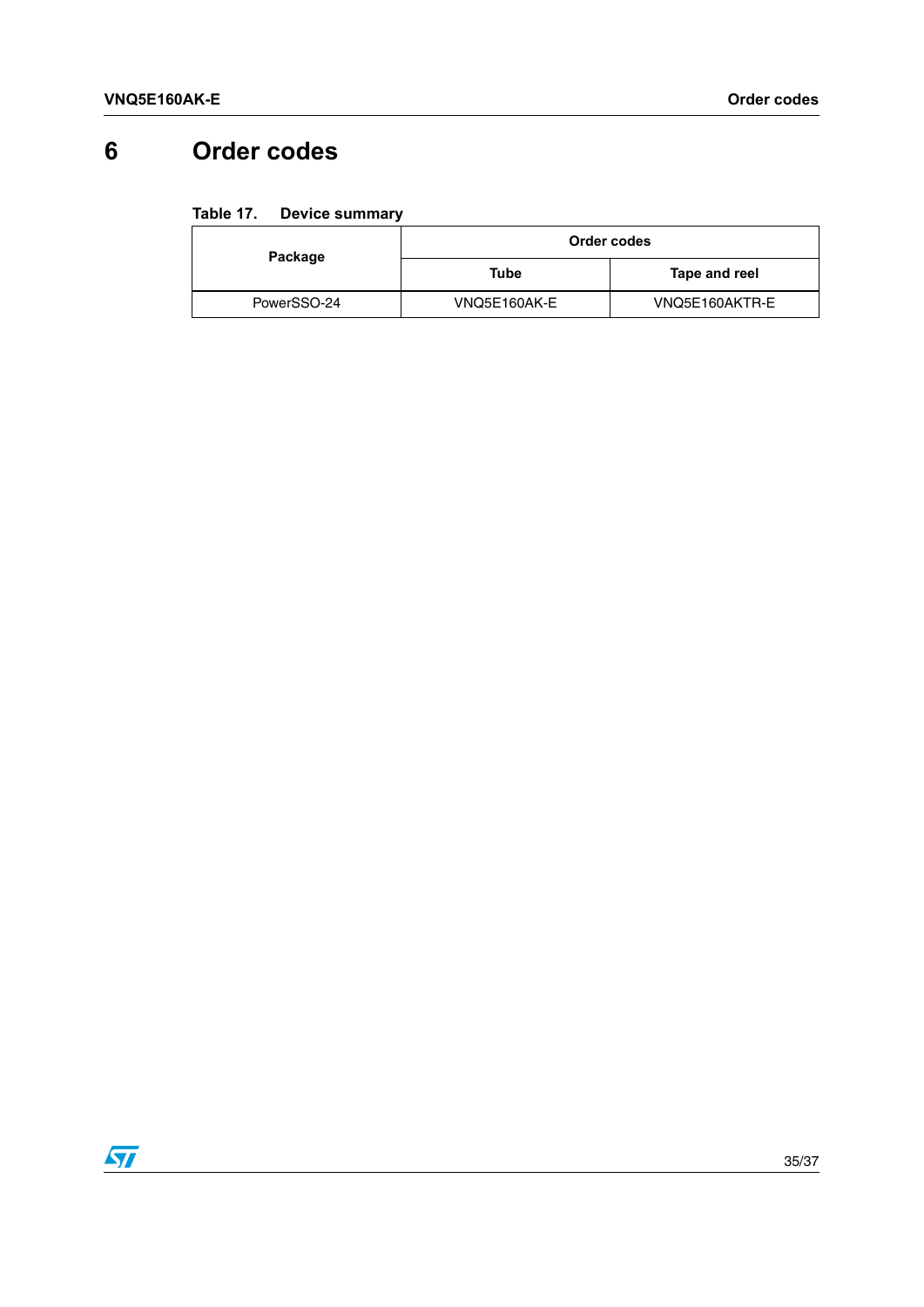# 6 Order codes

Table 17. Device summary

| Package | Order codes | |
|---|---|---|
| | Tube | Tape and reel |
| PowerSSO-24 | VNQ5E160AK-E | VNQ5E160AKTR-E |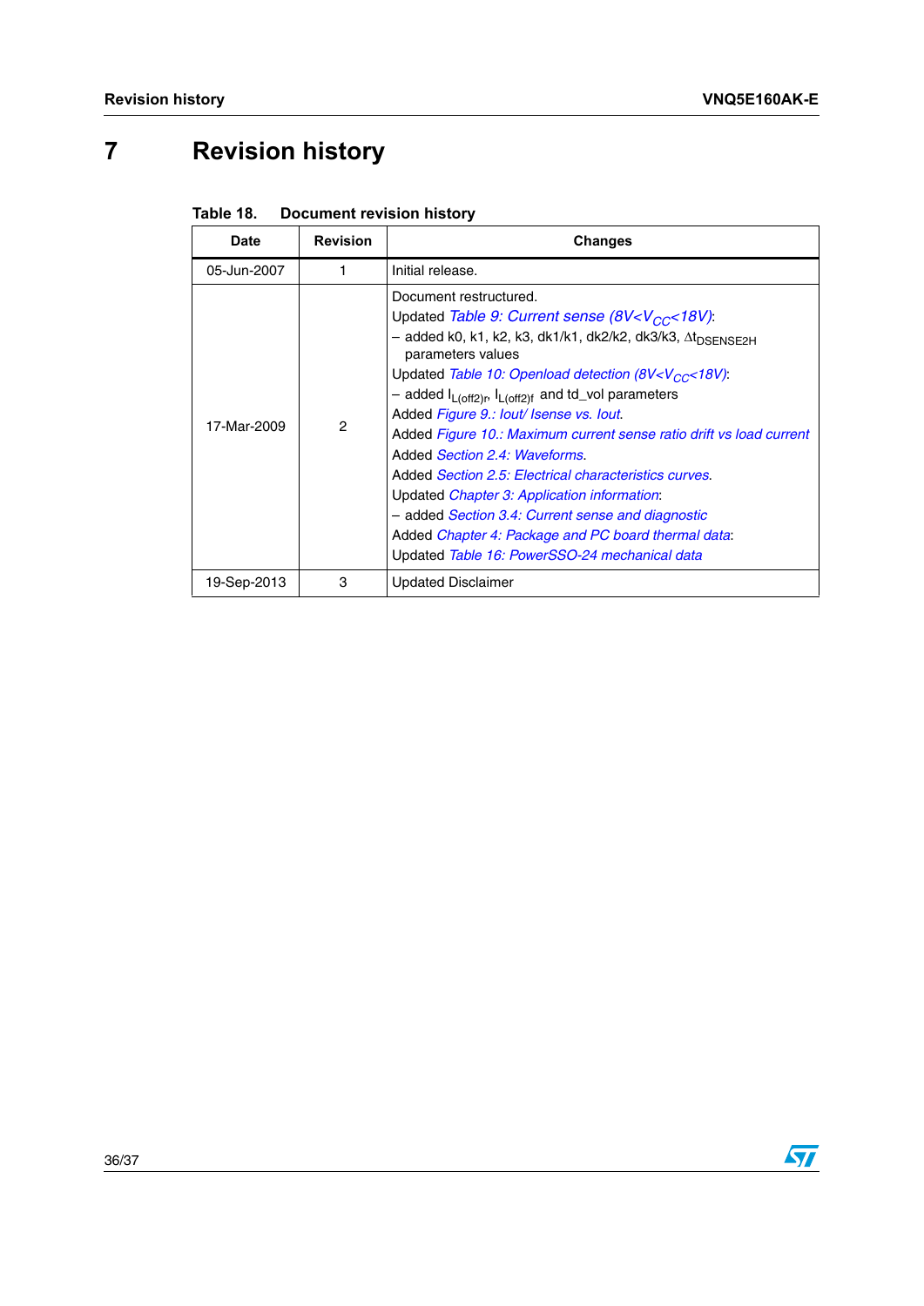# 7 Revision history

**Table 18. Document revision history**

| Date | Revision | Changes |
|---|---|---|
| 05-Jun-2007 | 1 | Initial release. |
| 17-Mar-2009 | 2 | Document restructured.<br>Updated *Table 9: Current sense ($8V<V_{CC}<18V$)*:<br>– added k0, k1, k2, k3, dk1/k1, dk2/k2, dk3/k3, $\Delta t_{DSENSE2H}$ parameters values<br>Updated *Table 10: Openload detection ($8V<V_{CC}<18V$)*:<br>– added $I_{L(off2)r}$, $I_{L(off2)f}$ and td_vol parameters<br>Added *Figure 9.: Iout/ Isense vs. Iout*.<br>Added *Figure 10.: Maximum current sense ratio drift vs load current*<br>Added *Section 2.4: Waveforms*.<br>Added *Section 2.5: Electrical characteristics curves*.<br>Updated *Chapter 3: Application information*:<br>– added *Section 3.4: Current sense and diagnostic*<br>Added *Chapter 4: Package and PC board thermal data*:<br>Updated *Table 16: PowerSSO-24 mechanical data* |
| 19-Sep-2013 | 3 | Updated Disclaimer |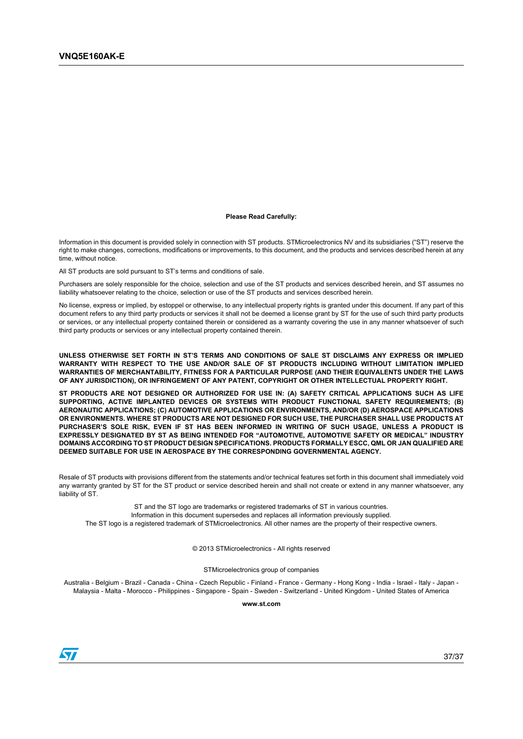**Please Read Carefully:**

Information in this document is provided solely in connection with ST products. STMicroelectronics NV and its subsidiaries ("ST") reserve the right to make changes, corrections, modifications or improvements, to this document, and the products and services described herein at any time, without notice.

All ST products are sold pursuant to ST's terms and conditions of sale.

Purchasers are solely responsible for the choice, selection and use of the ST products and services described herein, and ST assumes no liability whatsoever relating to the choice, selection or use of the ST products and services described herein.

No license, express or implied, by estoppel or otherwise, to any intellectual property rights is granted under this document. If any part of this document refers to any third party products or services it shall not be deemed a license grant by ST for the use of such third party products or services, or any intellectual property contained therein or considered as a warranty covering the use in any manner whatsoever of such third party products or services or any intellectual property contained therein.

**UNLESS OTHERWISE SET FORTH IN ST'S TERMS AND CONDITIONS OF SALE ST DISCLAIMS ANY EXPRESS OR IMPLIED WARRANTY WITH RESPECT TO THE USE AND/OR SALE OF ST PRODUCTS INCLUDING WITHOUT LIMITATION IMPLIED WARRANTIES OF MERCHANTABILITY, FITNESS FOR A PARTICULAR PURPOSE (AND THEIR EQUIVALENTS UNDER THE LAWS OF ANY JURISDICTION), OR INFRINGEMENT OF ANY PATENT, COPYRIGHT OR OTHER INTELLECTUAL PROPERTY RIGHT.**

**ST PRODUCTS ARE NOT DESIGNED OR AUTHORIZED FOR USE IN: (A) SAFETY CRITICAL APPLICATIONS SUCH AS LIFE SUPPORTING, ACTIVE IMPLANTED DEVICES OR SYSTEMS WITH PRODUCT FUNCTIONAL SAFETY REQUIREMENTS; (B) AERONAUTIC APPLICATIONS; (C) AUTOMOTIVE APPLICATIONS OR ENVIRONMENTS, AND/OR (D) AEROSPACE APPLICATIONS OR ENVIRONMENTS. WHERE ST PRODUCTS ARE NOT DESIGNED FOR SUCH USE, THE PURCHASER SHALL USE PRODUCTS AT PURCHASER'S SOLE RISK, EVEN IF ST HAS BEEN INFORMED IN WRITING OF SUCH USAGE, UNLESS A PRODUCT IS EXPRESSLY DESIGNATED BY ST AS BEING INTENDED FOR "AUTOMOTIVE, AUTOMOTIVE SAFETY OR MEDICAL" INDUSTRY DOMAINS ACCORDING TO ST PRODUCT DESIGN SPECIFICATIONS. PRODUCTS FORMALLY ESCC, QML OR JAN QUALIFIED ARE DEEMED SUITABLE FOR USE IN AEROSPACE BY THE CORRESPONDING GOVERNMENTAL AGENCY.**

Resale of ST products with provisions different from the statements and/or technical features set forth in this document shall immediately void any warranty granted by ST for the ST product or service described herein and shall not create or extend in any manner whatsoever, any liability of ST.

ST and the ST logo are trademarks or registered trademarks of ST in various countries.
Information in this document supersedes and replaces all information previously supplied.
The ST logo is a registered trademark of STMicroelectronics. All other names are the property of their respective owners.

© 2013 STMicroelectronics - All rights reserved

STMicroelectronics group of companies

Australia - Belgium - Brazil - Canada - China - Czech Republic - Finland - France - Germany - Hong Kong - India - Israel - Italy - Japan - Malaysia - Malta - Morocco - Philippines - Singapore - Spain - Sweden - Switzerland - United Kingdom - United States of America

**www.st.com**